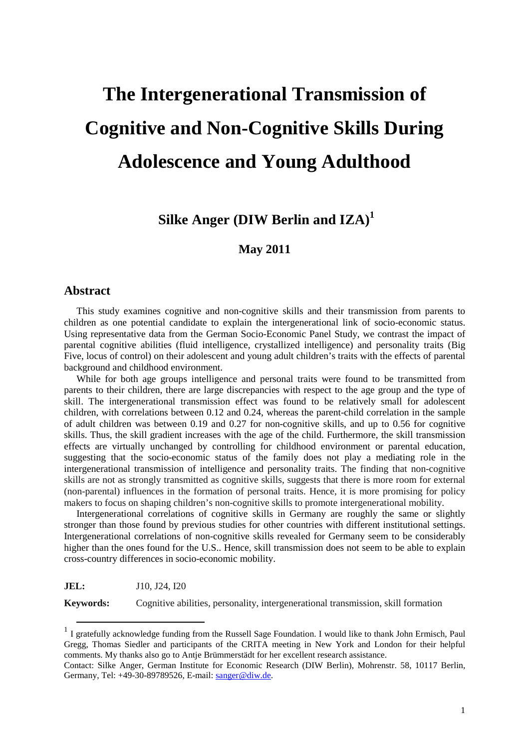# The Intergenerational Transmission of Cognitive and Non-Cognitive Skills During Adolescence and Young Adulthood

**Silke Anger (DIW Berlin and IZA)[1]**

**May 2011**

## Abstract

This study examines cognitive and non-cognitive skills and their transmission from parents to children as one potential candidate to explain the intergenerational link of socio-economic status. Using representative data from the German Socio-Economic Panel Study, we contrast the impact of parental cognitive abilities (fluid intelligence, crystallized intelligence) and personality traits (Big Five, locus of control) on their adolescent and young adult children's traits with the effects of parental background and childhood environment.

While for both age groups intelligence and personal traits were found to be transmitted from parents to their children, there are large discrepancies with respect to the age group and the type of skill. The intergenerational transmission effect was found to be relatively small for adolescent children, with correlations between 0.12 and 0.24, whereas the parent-child correlation in the sample of adult children was between 0.19 and 0.27 for non-cognitive skills, and up to 0.56 for cognitive skills. Thus, the skill gradient increases with the age of the child. Furthermore, the skill transmission effects are virtually unchanged by controlling for childhood environment or parental education, suggesting that the socio-economic status of the family does not play a mediating role in the intergenerational transmission of intelligence and personality traits. The finding that non-cognitive skills are not as strongly transmitted as cognitive skills, suggests that there is more room for external (non-parental) influences in the formation of personal traits. Hence, it is more promising for policy makers to focus on shaping children's non-cognitive skills to promote intergenerational mobility.

Intergenerational correlations of cognitive skills in Germany are roughly the same or slightly stronger than those found by previous studies for other countries with different institutional settings. Intergenerational correlations of non-cognitive skills revealed for Germany seem to be considerably higher than the ones found for the U.S.. Hence, skill transmission does not seem to be able to explain cross-country differences in socio-economic mobility.

**JEL:** J10, J24, I20

**Keywords:** Cognitive abilities, personality, intergenerational transmission, skill formation

---

[1] I gratefully acknowledge funding from the Russell Sage Foundation. I would like to thank John Ermisch, Paul Gregg, Thomas Siedler and participants of the CRITA meeting in New York and London for their helpful comments. My thanks also go to Antje Brümmerstädt for her excellent research assistance.

Contact: Silke Anger, German Institute for Economic Research (DIW Berlin), Mohrenstr. 58, 10117 Berlin, Germany, Tel: +49-30-89789526, E-mail: sanger@diw.de.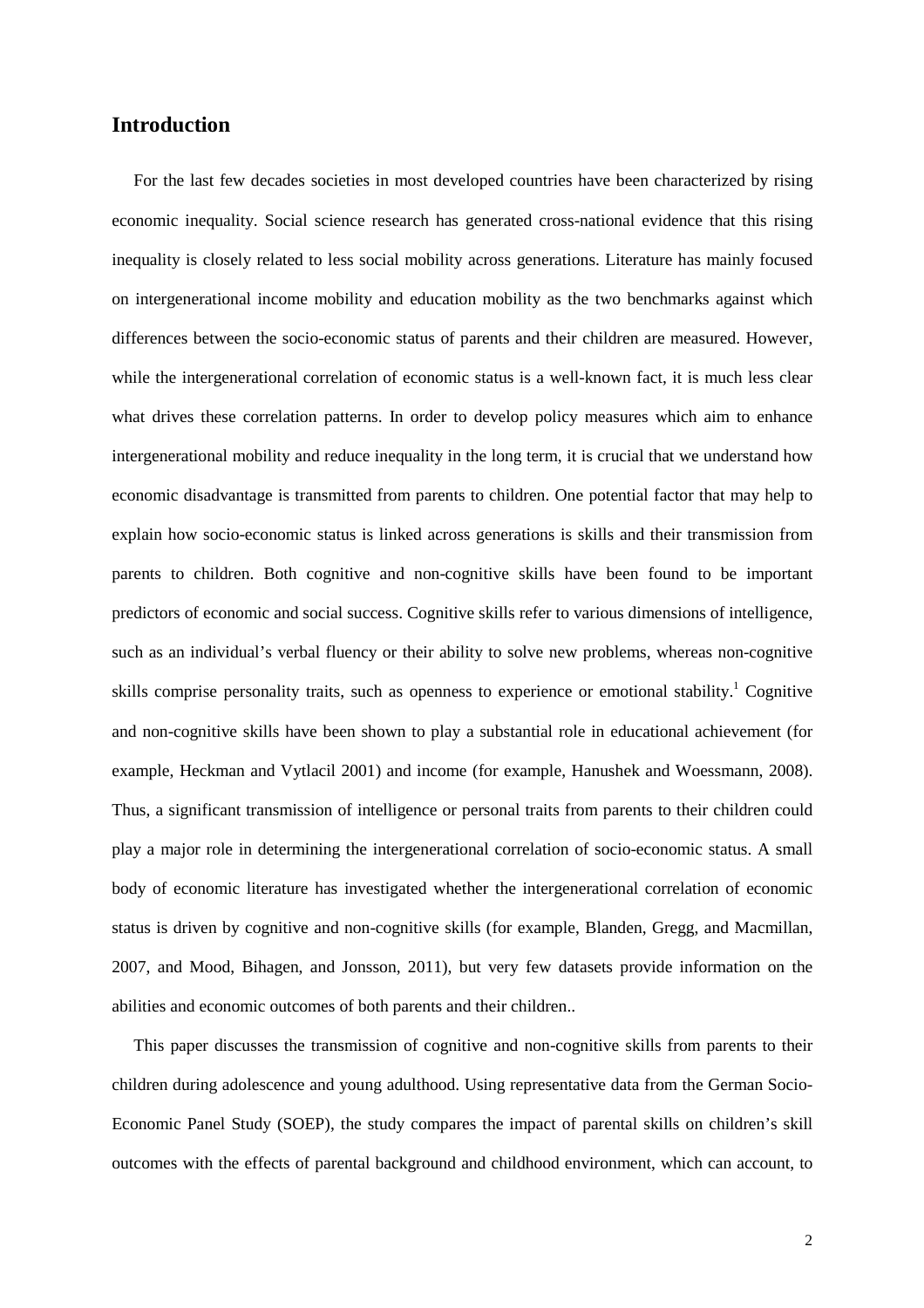## Introduction

For the last few decades societies in most developed countries have been characterized by rising economic inequality. Social science research has generated cross-national evidence that this rising inequality is closely related to less social mobility across generations. Literature has mainly focused on intergenerational income mobility and education mobility as the two benchmarks against which differences between the socio-economic status of parents and their children are measured. However, while the intergenerational correlation of economic status is a well-known fact, it is much less clear what drives these correlation patterns. In order to develop policy measures which aim to enhance intergenerational mobility and reduce inequality in the long term, it is crucial that we understand how economic disadvantage is transmitted from parents to children. One potential factor that may help to explain how socio-economic status is linked across generations is skills and their transmission from parents to children. Both cognitive and non-cognitive skills have been found to be important predictors of economic and social success. Cognitive skills refer to various dimensions of intelligence, such as an individual's verbal fluency or their ability to solve new problems, whereas non-cognitive skills comprise personality traits, such as openness to experience or emotional stability.[1] Cognitive and non-cognitive skills have been shown to play a substantial role in educational achievement (for example, Heckman and Vytlacil 2001) and income (for example, Hanushek and Woessmann, 2008). Thus, a significant transmission of intelligence or personal traits from parents to their children could play a major role in determining the intergenerational correlation of socio-economic status. A small body of economic literature has investigated whether the intergenerational correlation of economic status is driven by cognitive and non-cognitive skills (for example, Blanden, Gregg, and Macmillan, 2007, and Mood, Bihagen, and Jonsson, 2011), but very few datasets provide information on the abilities and economic outcomes of both parents and their children..

This paper discusses the transmission of cognitive and non-cognitive skills from parents to their children during adolescence and young adulthood. Using representative data from the German Socio-Economic Panel Study (SOEP), the study compares the impact of parental skills on children's skill outcomes with the effects of parental background and childhood environment, which can account, to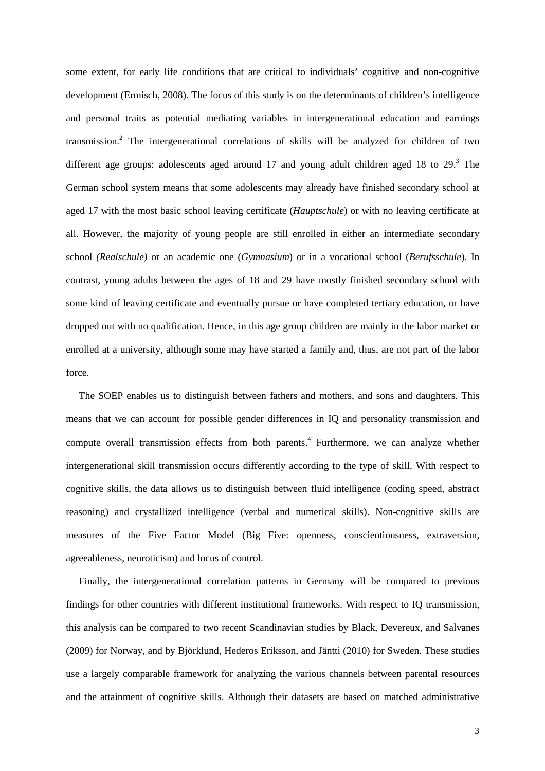some extent, for early life conditions that are critical to individuals' cognitive and non-cognitive development (Ermisch, 2008). The focus of this study is on the determinants of children's intelligence and personal traits as potential mediating variables in intergenerational education and earnings transmission.[2] The intergenerational correlations of skills will be analyzed for children of two different age groups: adolescents aged around 17 and young adult children aged 18 to 29.[3] The German school system means that some adolescents may already have finished secondary school at aged 17 with the most basic school leaving certificate (*Hauptschule*) or with no leaving certificate at all. However, the majority of young people are still enrolled in either an intermediate secondary school *(Realschule)* or an academic one (*Gymnasium*) or in a vocational school (*Berufsschule*). In contrast, young adults between the ages of 18 and 29 have mostly finished secondary school with some kind of leaving certificate and eventually pursue or have completed tertiary education, or have dropped out with no qualification. Hence, in this age group children are mainly in the labor market or enrolled at a university, although some may have started a family and, thus, are not part of the labor force.

The SOEP enables us to distinguish between fathers and mothers, and sons and daughters. This means that we can account for possible gender differences in IQ and personality transmission and compute overall transmission effects from both parents.[4] Furthermore, we can analyze whether intergenerational skill transmission occurs differently according to the type of skill. With respect to cognitive skills, the data allows us to distinguish between fluid intelligence (coding speed, abstract reasoning) and crystallized intelligence (verbal and numerical skills). Non-cognitive skills are measures of the Five Factor Model (Big Five: openness, conscientiousness, extraversion, agreeableness, neuroticism) and locus of control.

Finally, the intergenerational correlation patterns in Germany will be compared to previous findings for other countries with different institutional frameworks. With respect to IQ transmission, this analysis can be compared to two recent Scandinavian studies by Black, Devereux, and Salvanes (2009) for Norway, and by Björklund, Hederos Eriksson, and Jäntti (2010) for Sweden. These studies use a largely comparable framework for analyzing the various channels between parental resources and the attainment of cognitive skills. Although their datasets are based on matched administrative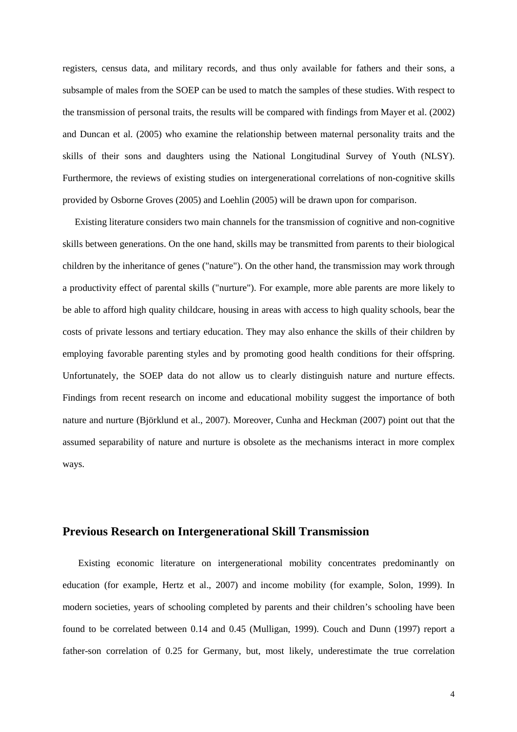registers, census data, and military records, and thus only available for fathers and their sons, a subsample of males from the SOEP can be used to match the samples of these studies. With respect to the transmission of personal traits, the results will be compared with findings from Mayer et al. (2002) and Duncan et al. (2005) who examine the relationship between maternal personality traits and the skills of their sons and daughters using the National Longitudinal Survey of Youth (NLSY). Furthermore, the reviews of existing studies on intergenerational correlations of non-cognitive skills provided by Osborne Groves (2005) and Loehlin (2005) will be drawn upon for comparison.

Existing literature considers two main channels for the transmission of cognitive and non-cognitive skills between generations. On the one hand, skills may be transmitted from parents to their biological children by the inheritance of genes ("nature"). On the other hand, the transmission may work through a productivity effect of parental skills ("nurture"). For example, more able parents are more likely to be able to afford high quality childcare, housing in areas with access to high quality schools, bear the costs of private lessons and tertiary education. They may also enhance the skills of their children by employing favorable parenting styles and by promoting good health conditions for their offspring. Unfortunately, the SOEP data do not allow us to clearly distinguish nature and nurture effects. Findings from recent research on income and educational mobility suggest the importance of both nature and nurture (Björklund et al., 2007). Moreover, Cunha and Heckman (2007) point out that the assumed separability of nature and nurture is obsolete as the mechanisms interact in more complex ways.

## Previous Research on Intergenerational Skill Transmission

Existing economic literature on intergenerational mobility concentrates predominantly on education (for example, Hertz et al., 2007) and income mobility (for example, Solon, 1999). In modern societies, years of schooling completed by parents and their children's schooling have been found to be correlated between 0.14 and 0.45 (Mulligan, 1999). Couch and Dunn (1997) report a father-son correlation of 0.25 for Germany, but, most likely, underestimate the true correlation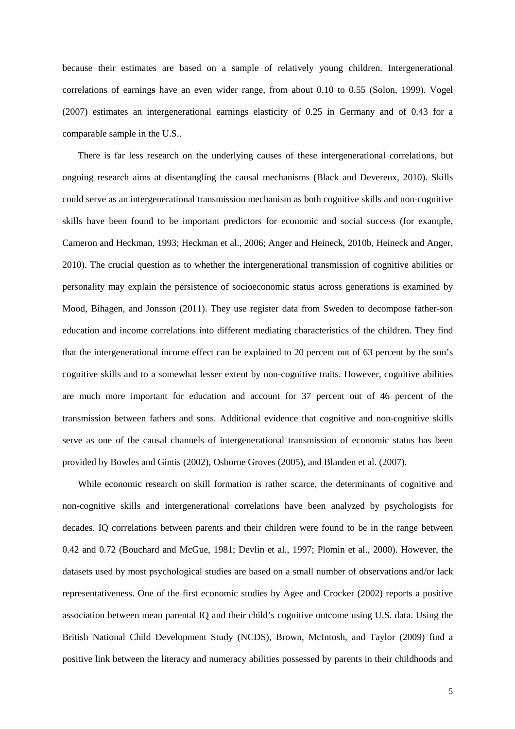because their estimates are based on a sample of relatively young children. Intergenerational correlations of earnings have an even wider range, from about 0.10 to 0.55 (Solon, 1999). Vogel (2007) estimates an intergenerational earnings elasticity of 0.25 in Germany and of 0.43 for a comparable sample in the U.S..

There is far less research on the underlying causes of these intergenerational correlations, but ongoing research aims at disentangling the causal mechanisms (Black and Devereux, 2010). Skills could serve as an intergenerational transmission mechanism as both cognitive skills and non-cognitive skills have been found to be important predictors for economic and social success (for example, Cameron and Heckman, 1993; Heckman et al., 2006; Anger and Heineck, 2010b, Heineck and Anger, 2010). The crucial question as to whether the intergenerational transmission of cognitive abilities or personality may explain the persistence of socioeconomic status across generations is examined by Mood, Bihagen, and Jonsson (2011). They use register data from Sweden to decompose father-son education and income correlations into different mediating characteristics of the children. They find that the intergenerational income effect can be explained to 20 percent out of 63 percent by the son's cognitive skills and to a somewhat lesser extent by non-cognitive traits. However, cognitive abilities are much more important for education and account for 37 percent out of 46 percent of the transmission between fathers and sons. Additional evidence that cognitive and non-cognitive skills serve as one of the causal channels of intergenerational transmission of economic status has been provided by Bowles and Gintis (2002), Osborne Groves (2005), and Blanden et al. (2007).

While economic research on skill formation is rather scarce, the determinants of cognitive and non-cognitive skills and intergenerational correlations have been analyzed by psychologists for decades. IQ correlations between parents and their children were found to be in the range between 0.42 and 0.72 (Bouchard and McGue, 1981; Devlin et al., 1997; Plomin et al., 2000). However, the datasets used by most psychological studies are based on a small number of observations and/or lack representativeness. One of the first economic studies by Agee and Crocker (2002) reports a positive association between mean parental IQ and their child's cognitive outcome using U.S. data. Using the British National Child Development Study (NCDS), Brown, McIntosh, and Taylor (2009) find a positive link between the literacy and numeracy abilities possessed by parents in their childhoods and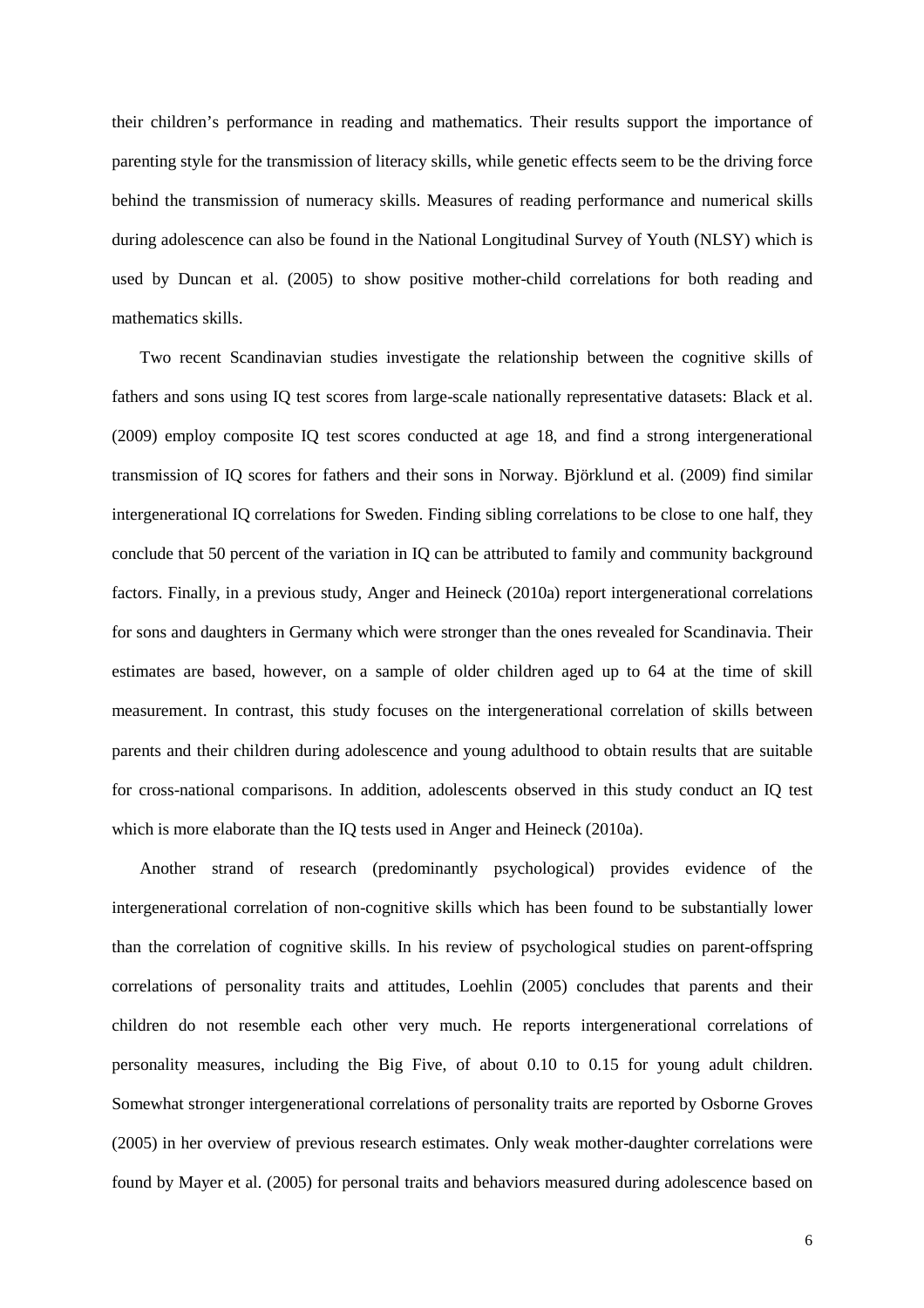their children's performance in reading and mathematics. Their results support the importance of parenting style for the transmission of literacy skills, while genetic effects seem to be the driving force behind the transmission of numeracy skills. Measures of reading performance and numerical skills during adolescence can also be found in the National Longitudinal Survey of Youth (NLSY) which is used by Duncan et al. (2005) to show positive mother-child correlations for both reading and mathematics skills.

Two recent Scandinavian studies investigate the relationship between the cognitive skills of fathers and sons using IQ test scores from large-scale nationally representative datasets: Black et al. (2009) employ composite IQ test scores conducted at age 18, and find a strong intergenerational transmission of IQ scores for fathers and their sons in Norway. Björklund et al. (2009) find similar intergenerational IQ correlations for Sweden. Finding sibling correlations to be close to one half, they conclude that 50 percent of the variation in IQ can be attributed to family and community background factors. Finally, in a previous study, Anger and Heineck (2010a) report intergenerational correlations for sons and daughters in Germany which were stronger than the ones revealed for Scandinavia. Their estimates are based, however, on a sample of older children aged up to 64 at the time of skill measurement. In contrast, this study focuses on the intergenerational correlation of skills between parents and their children during adolescence and young adulthood to obtain results that are suitable for cross-national comparisons. In addition, adolescents observed in this study conduct an IQ test which is more elaborate than the IQ tests used in Anger and Heineck (2010a).

Another strand of research (predominantly psychological) provides evidence of the intergenerational correlation of non-cognitive skills which has been found to be substantially lower than the correlation of cognitive skills. In his review of psychological studies on parent-offspring correlations of personality traits and attitudes, Loehlin (2005) concludes that parents and their children do not resemble each other very much. He reports intergenerational correlations of personality measures, including the Big Five, of about 0.10 to 0.15 for young adult children. Somewhat stronger intergenerational correlations of personality traits are reported by Osborne Groves (2005) in her overview of previous research estimates. Only weak mother-daughter correlations were found by Mayer et al. (2005) for personal traits and behaviors measured during adolescence based on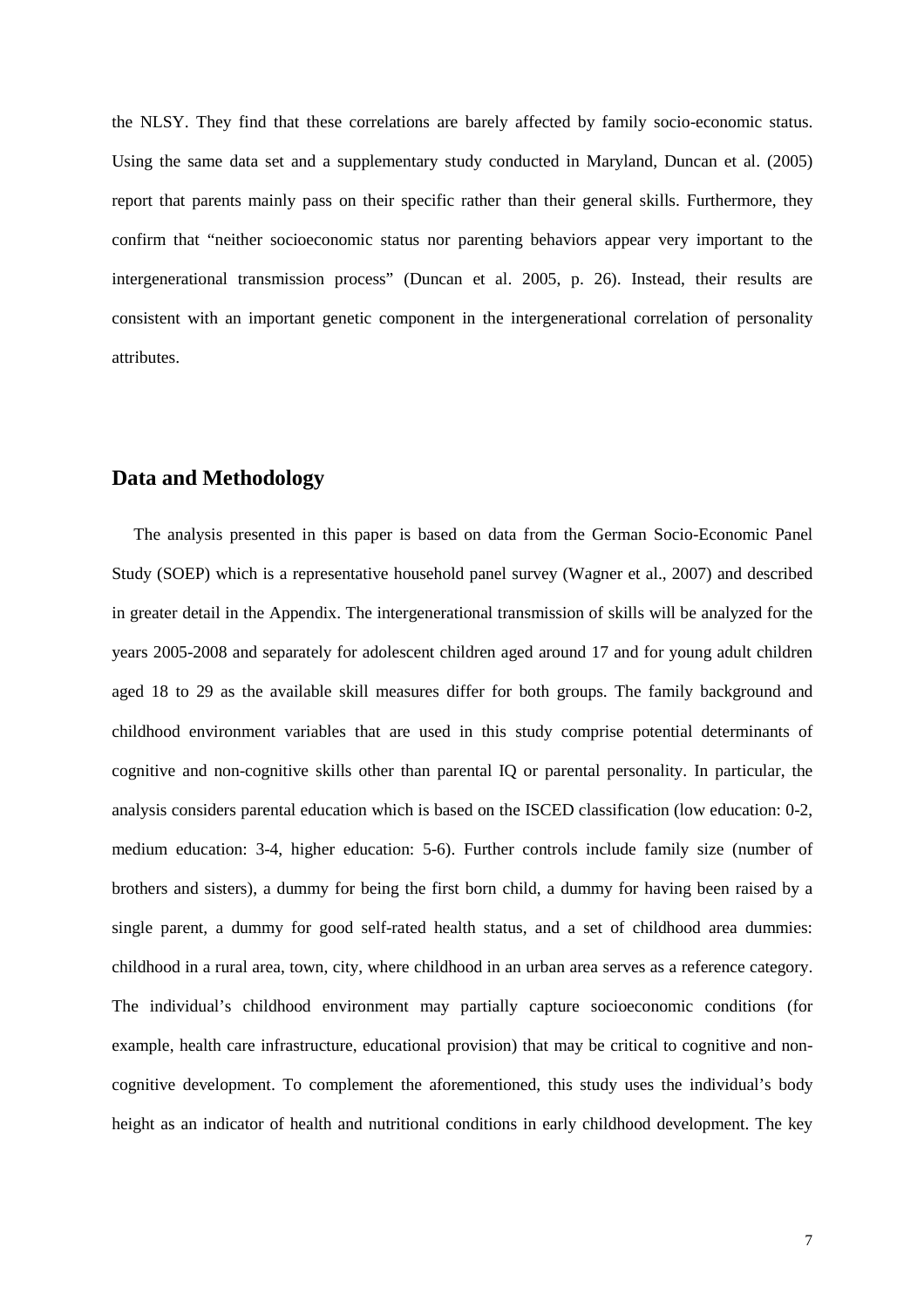the NLSY. They find that these correlations are barely affected by family socio-economic status. Using the same data set and a supplementary study conducted in Maryland, Duncan et al. (2005) report that parents mainly pass on their specific rather than their general skills. Furthermore, they confirm that "neither socioeconomic status nor parenting behaviors appear very important to the intergenerational transmission process" (Duncan et al. 2005, p. 26). Instead, their results are consistent with an important genetic component in the intergenerational correlation of personality attributes.

## Data and Methodology

The analysis presented in this paper is based on data from the German Socio-Economic Panel Study (SOEP) which is a representative household panel survey (Wagner et al., 2007) and described in greater detail in the Appendix. The intergenerational transmission of skills will be analyzed for the years 2005-2008 and separately for adolescent children aged around 17 and for young adult children aged 18 to 29 as the available skill measures differ for both groups. The family background and childhood environment variables that are used in this study comprise potential determinants of cognitive and non-cognitive skills other than parental IQ or parental personality. In particular, the analysis considers parental education which is based on the ISCED classification (low education: 0-2, medium education: 3-4, higher education: 5-6). Further controls include family size (number of brothers and sisters), a dummy for being the first born child, a dummy for having been raised by a single parent, a dummy for good self-rated health status, and a set of childhood area dummies: childhood in a rural area, town, city, where childhood in an urban area serves as a reference category. The individual's childhood environment may partially capture socioeconomic conditions (for example, health care infrastructure, educational provision) that may be critical to cognitive and non-cognitive development. To complement the aforementioned, this study uses the individual's body height as an indicator of health and nutritional conditions in early childhood development. The key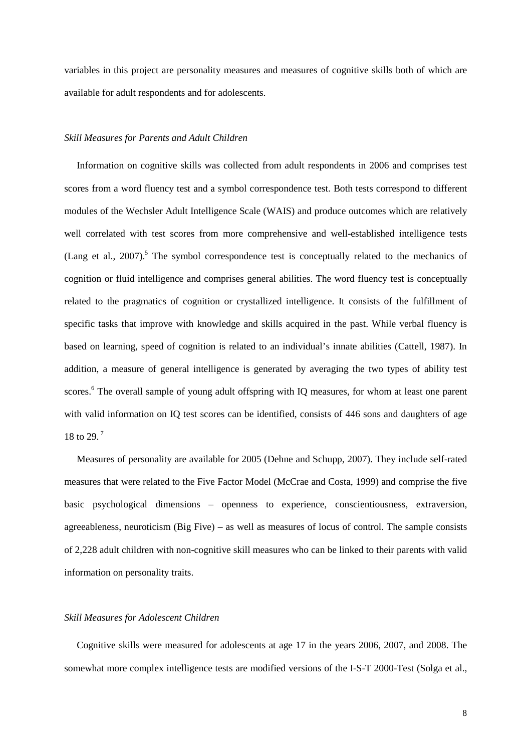variables in this project are personality measures and measures of cognitive skills both of which are available for adult respondents and for adolescents.

### *Skill Measures for Parents and Adult Children*

Information on cognitive skills was collected from adult respondents in 2006 and comprises test scores from a word fluency test and a symbol correspondence test. Both tests correspond to different modules of the Wechsler Adult Intelligence Scale (WAIS) and produce outcomes which are relatively well correlated with test scores from more comprehensive and well-established intelligence tests (Lang et al., 2007).[5] The symbol correspondence test is conceptually related to the mechanics of cognition or fluid intelligence and comprises general abilities. The word fluency test is conceptually related to the pragmatics of cognition or crystallized intelligence. It consists of the fulfillment of specific tasks that improve with knowledge and skills acquired in the past. While verbal fluency is based on learning, speed of cognition is related to an individual's innate abilities (Cattell, 1987). In addition, a measure of general intelligence is generated by averaging the two types of ability test scores.[6] The overall sample of young adult offspring with IQ measures, for whom at least one parent with valid information on IQ test scores can be identified, consists of 446 sons and daughters of age 18 to 29.[7]

Measures of personality are available for 2005 (Dehne and Schupp, 2007). They include self-rated measures that were related to the Five Factor Model (McCrae and Costa, 1999) and comprise the five basic psychological dimensions – openness to experience, conscientiousness, extraversion, agreeableness, neuroticism (Big Five) – as well as measures of locus of control. The sample consists of 2,228 adult children with non-cognitive skill measures who can be linked to their parents with valid information on personality traits.

### *Skill Measures for Adolescent Children*

Cognitive skills were measured for adolescents at age 17 in the years 2006, 2007, and 2008. The somewhat more complex intelligence tests are modified versions of the I-S-T 2000-Test (Solga et al.,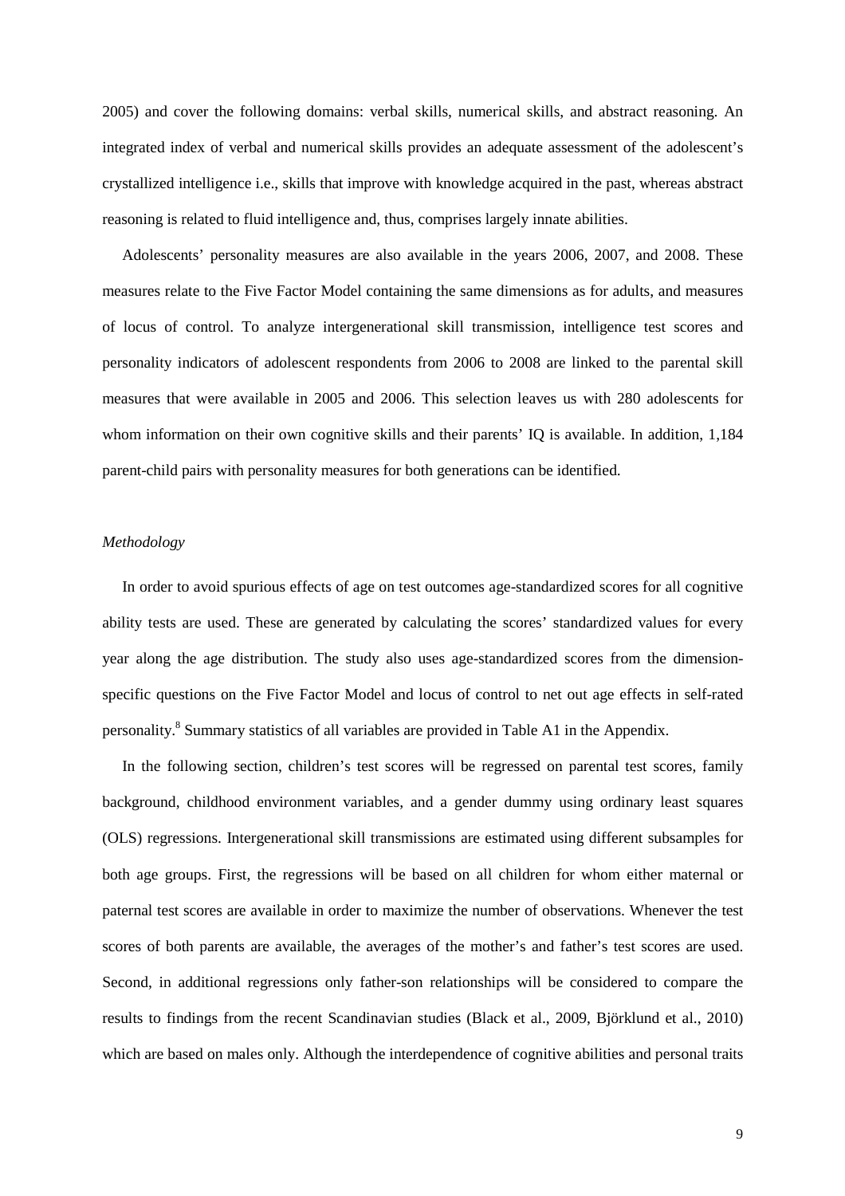2005) and cover the following domains: verbal skills, numerical skills, and abstract reasoning. An integrated index of verbal and numerical skills provides an adequate assessment of the adolescent's crystallized intelligence i.e., skills that improve with knowledge acquired in the past, whereas abstract reasoning is related to fluid intelligence and, thus, comprises largely innate abilities.

Adolescents' personality measures are also available in the years 2006, 2007, and 2008. These measures relate to the Five Factor Model containing the same dimensions as for adults, and measures of locus of control. To analyze intergenerational skill transmission, intelligence test scores and personality indicators of adolescent respondents from 2006 to 2008 are linked to the parental skill measures that were available in 2005 and 2006. This selection leaves us with 280 adolescents for whom information on their own cognitive skills and their parents' IQ is available. In addition, 1,184 parent-child pairs with personality measures for both generations can be identified.

*Methodology*

In order to avoid spurious effects of age on test outcomes age-standardized scores for all cognitive ability tests are used. These are generated by calculating the scores' standardized values for every year along the age distribution. The study also uses age-standardized scores from the dimension-specific questions on the Five Factor Model and locus of control to net out age effects in self-rated personality.[8] Summary statistics of all variables are provided in Table A1 in the Appendix.

In the following section, children's test scores will be regressed on parental test scores, family background, childhood environment variables, and a gender dummy using ordinary least squares (OLS) regressions. Intergenerational skill transmissions are estimated using different subsamples for both age groups. First, the regressions will be based on all children for whom either maternal or paternal test scores are available in order to maximize the number of observations. Whenever the test scores of both parents are available, the averages of the mother's and father's test scores are used. Second, in additional regressions only father-son relationships will be considered to compare the results to findings from the recent Scandinavian studies (Black et al., 2009, Björklund et al., 2010) which are based on males only. Although the interdependence of cognitive abilities and personal traits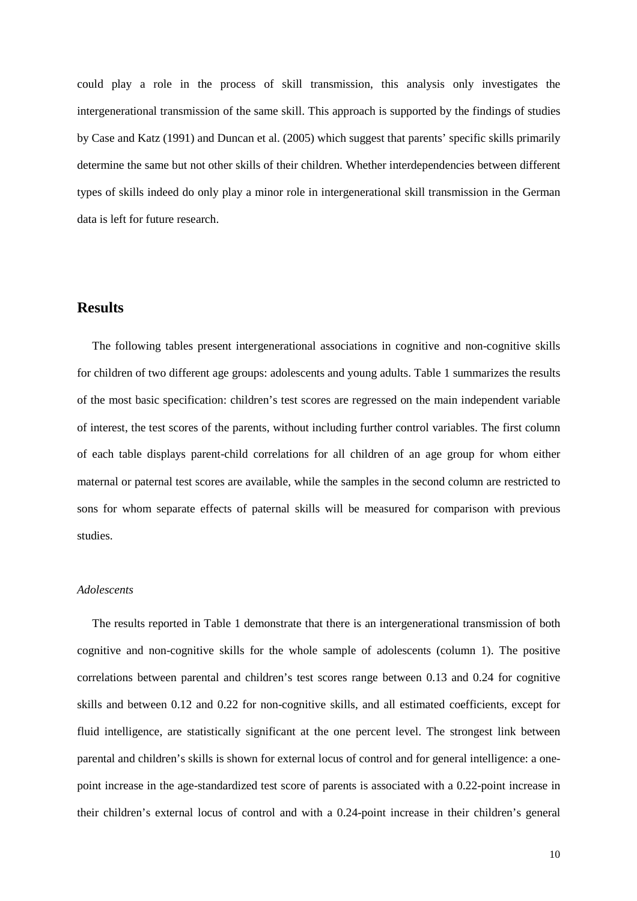could play a role in the process of skill transmission, this analysis only investigates the intergenerational transmission of the same skill. This approach is supported by the findings of studies by Case and Katz (1991) and Duncan et al. (2005) which suggest that parents' specific skills primarily determine the same but not other skills of their children. Whether interdependencies between different types of skills indeed do only play a minor role in intergenerational skill transmission in the German data is left for future research.

## Results

The following tables present intergenerational associations in cognitive and non-cognitive skills for children of two different age groups: adolescents and young adults. Table 1 summarizes the results of the most basic specification: children's test scores are regressed on the main independent variable of interest, the test scores of the parents, without including further control variables. The first column of each table displays parent-child correlations for all children of an age group for whom either maternal or paternal test scores are available, while the samples in the second column are restricted to sons for whom separate effects of paternal skills will be measured for comparison with previous studies.

### *Adolescents*

The results reported in Table 1 demonstrate that there is an intergenerational transmission of both cognitive and non-cognitive skills for the whole sample of adolescents (column 1). The positive correlations between parental and children's test scores range between 0.13 and 0.24 for cognitive skills and between 0.12 and 0.22 for non-cognitive skills, and all estimated coefficients, except for fluid intelligence, are statistically significant at the one percent level. The strongest link between parental and children's skills is shown for external locus of control and for general intelligence: a one-point increase in the age-standardized test score of parents is associated with a 0.22-point increase in their children's external locus of control and with a 0.24-point increase in their children's general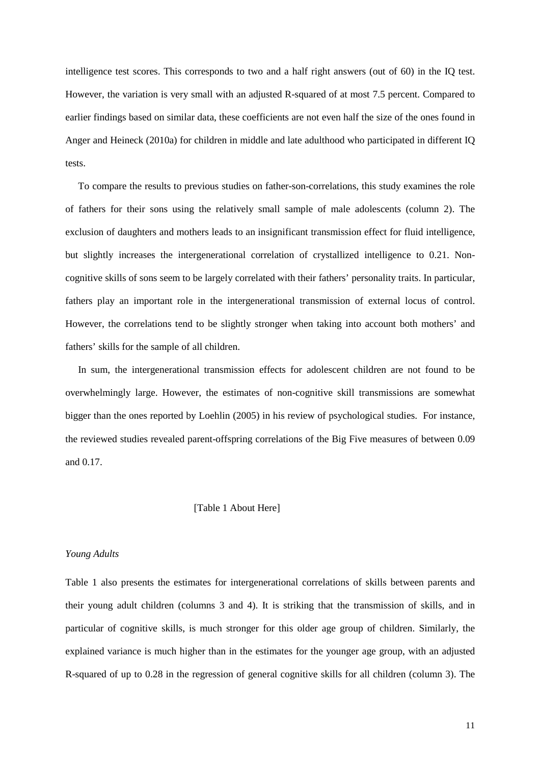intelligence test scores. This corresponds to two and a half right answers (out of 60) in the IQ test. However, the variation is very small with an adjusted R-squared of at most 7.5 percent. Compared to earlier findings based on similar data, these coefficients are not even half the size of the ones found in Anger and Heineck (2010a) for children in middle and late adulthood who participated in different IQ tests.

To compare the results to previous studies on father-son-correlations, this study examines the role of fathers for their sons using the relatively small sample of male adolescents (column 2). The exclusion of daughters and mothers leads to an insignificant transmission effect for fluid intelligence, but slightly increases the intergenerational correlation of crystallized intelligence to 0.21. Non-cognitive skills of sons seem to be largely correlated with their fathers' personality traits. In particular, fathers play an important role in the intergenerational transmission of external locus of control. However, the correlations tend to be slightly stronger when taking into account both mothers' and fathers' skills for the sample of all children.

In sum, the intergenerational transmission effects for adolescent children are not found to be overwhelmingly large. However, the estimates of non-cognitive skill transmissions are somewhat bigger than the ones reported by Loehlin (2005) in his review of psychological studies. For instance, the reviewed studies revealed parent-offspring correlations of the Big Five measures of between 0.09 and 0.17.

[Table 1 About Here]

*Young Adults*

Table 1 also presents the estimates for intergenerational correlations of skills between parents and their young adult children (columns 3 and 4). It is striking that the transmission of skills, and in particular of cognitive skills, is much stronger for this older age group of children. Similarly, the explained variance is much higher than in the estimates for the younger age group, with an adjusted R-squared of up to 0.28 in the regression of general cognitive skills for all children (column 3). The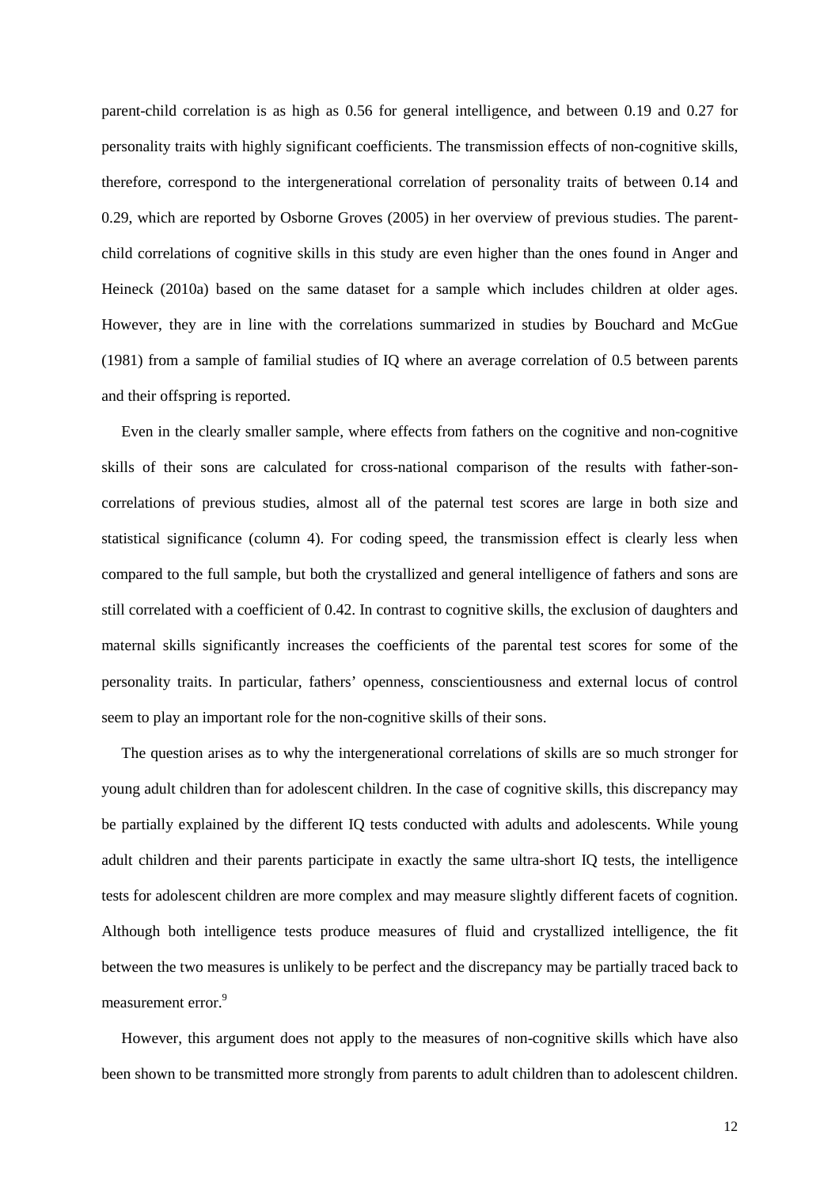parent-child correlation is as high as 0.56 for general intelligence, and between 0.19 and 0.27 for personality traits with highly significant coefficients. The transmission effects of non-cognitive skills, therefore, correspond to the intergenerational correlation of personality traits of between 0.14 and 0.29, which are reported by Osborne Groves (2005) in her overview of previous studies. The parent-child correlations of cognitive skills in this study are even higher than the ones found in Anger and Heineck (2010a) based on the same dataset for a sample which includes children at older ages. However, they are in line with the correlations summarized in studies by Bouchard and McGue (1981) from a sample of familial studies of IQ where an average correlation of 0.5 between parents and their offspring is reported.

Even in the clearly smaller sample, where effects from fathers on the cognitive and non-cognitive skills of their sons are calculated for cross-national comparison of the results with father-son-correlations of previous studies, almost all of the paternal test scores are large in both size and statistical significance (column 4). For coding speed, the transmission effect is clearly less when compared to the full sample, but both the crystallized and general intelligence of fathers and sons are still correlated with a coefficient of 0.42. In contrast to cognitive skills, the exclusion of daughters and maternal skills significantly increases the coefficients of the parental test scores for some of the personality traits. In particular, fathers' openness, conscientiousness and external locus of control seem to play an important role for the non-cognitive skills of their sons.

The question arises as to why the intergenerational correlations of skills are so much stronger for young adult children than for adolescent children. In the case of cognitive skills, this discrepancy may be partially explained by the different IQ tests conducted with adults and adolescents. While young adult children and their parents participate in exactly the same ultra-short IQ tests, the intelligence tests for adolescent children are more complex and may measure slightly different facets of cognition. Although both intelligence tests produce measures of fluid and crystallized intelligence, the fit between the two measures is unlikely to be perfect and the discrepancy may be partially traced back to measurement error.[9]

However, this argument does not apply to the measures of non-cognitive skills which have also been shown to be transmitted more strongly from parents to adult children than to adolescent children.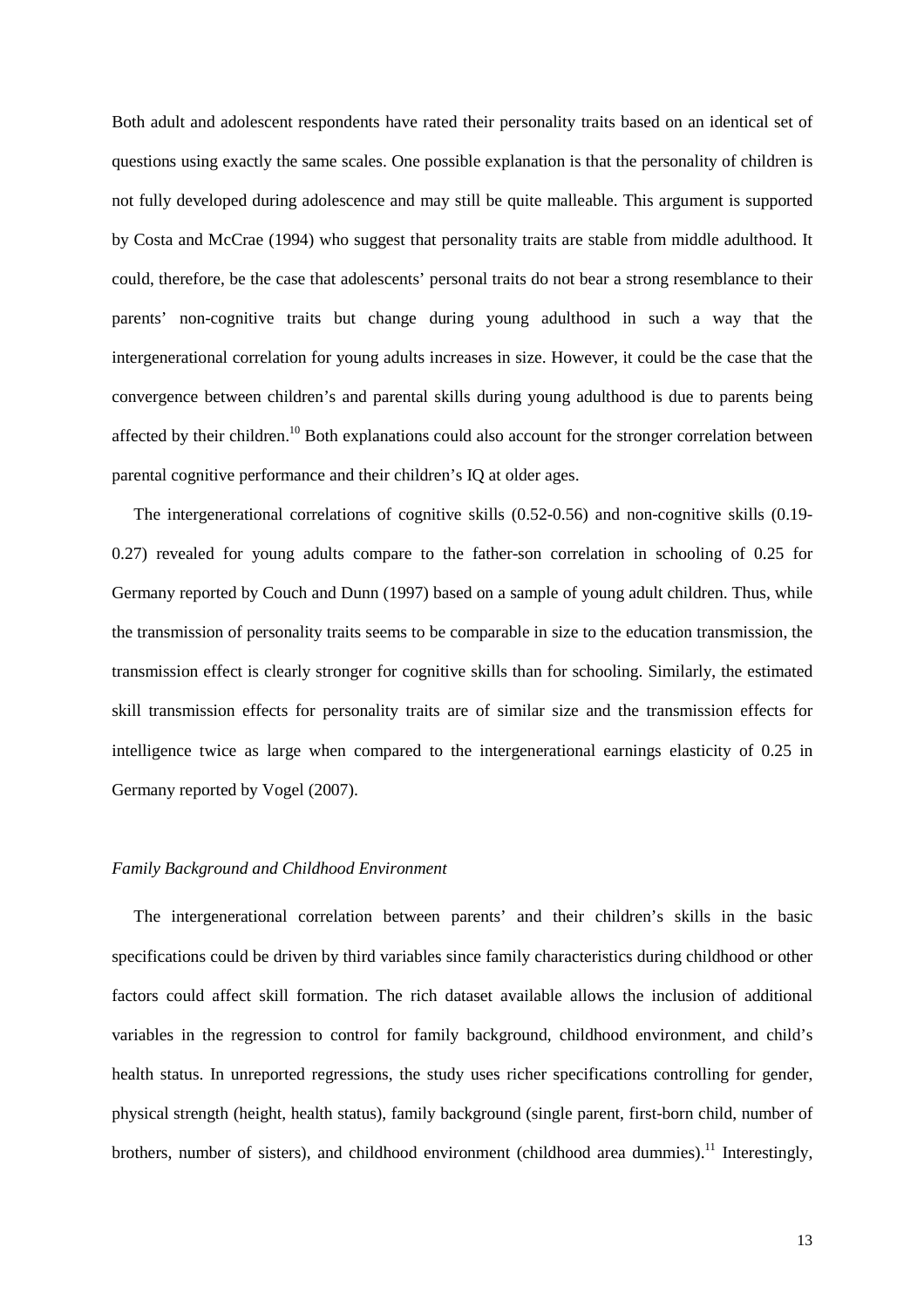Both adult and adolescent respondents have rated their personality traits based on an identical set of questions using exactly the same scales. One possible explanation is that the personality of children is not fully developed during adolescence and may still be quite malleable. This argument is supported by Costa and McCrae (1994) who suggest that personality traits are stable from middle adulthood. It could, therefore, be the case that adolescents' personal traits do not bear a strong resemblance to their parents' non-cognitive traits but change during young adulthood in such a way that the intergenerational correlation for young adults increases in size. However, it could be the case that the convergence between children's and parental skills during young adulthood is due to parents being affected by their children.[10] Both explanations could also account for the stronger correlation between parental cognitive performance and their children's IQ at older ages.

The intergenerational correlations of cognitive skills (0.52-0.56) and non-cognitive skills (0.19-0.27) revealed for young adults compare to the father-son correlation in schooling of 0.25 for Germany reported by Couch and Dunn (1997) based on a sample of young adult children. Thus, while the transmission of personality traits seems to be comparable in size to the education transmission, the transmission effect is clearly stronger for cognitive skills than for schooling. Similarly, the estimated skill transmission effects for personality traits are of similar size and the transmission effects for intelligence twice as large when compared to the intergenerational earnings elasticity of 0.25 in Germany reported by Vogel (2007).

*Family Background and Childhood Environment*

The intergenerational correlation between parents' and their children's skills in the basic specifications could be driven by third variables since family characteristics during childhood or other factors could affect skill formation. The rich dataset available allows the inclusion of additional variables in the regression to control for family background, childhood environment, and child's health status. In unreported regressions, the study uses richer specifications controlling for gender, physical strength (height, health status), family background (single parent, first-born child, number of brothers, number of sisters), and childhood environment (childhood area dummies).[11] Interestingly,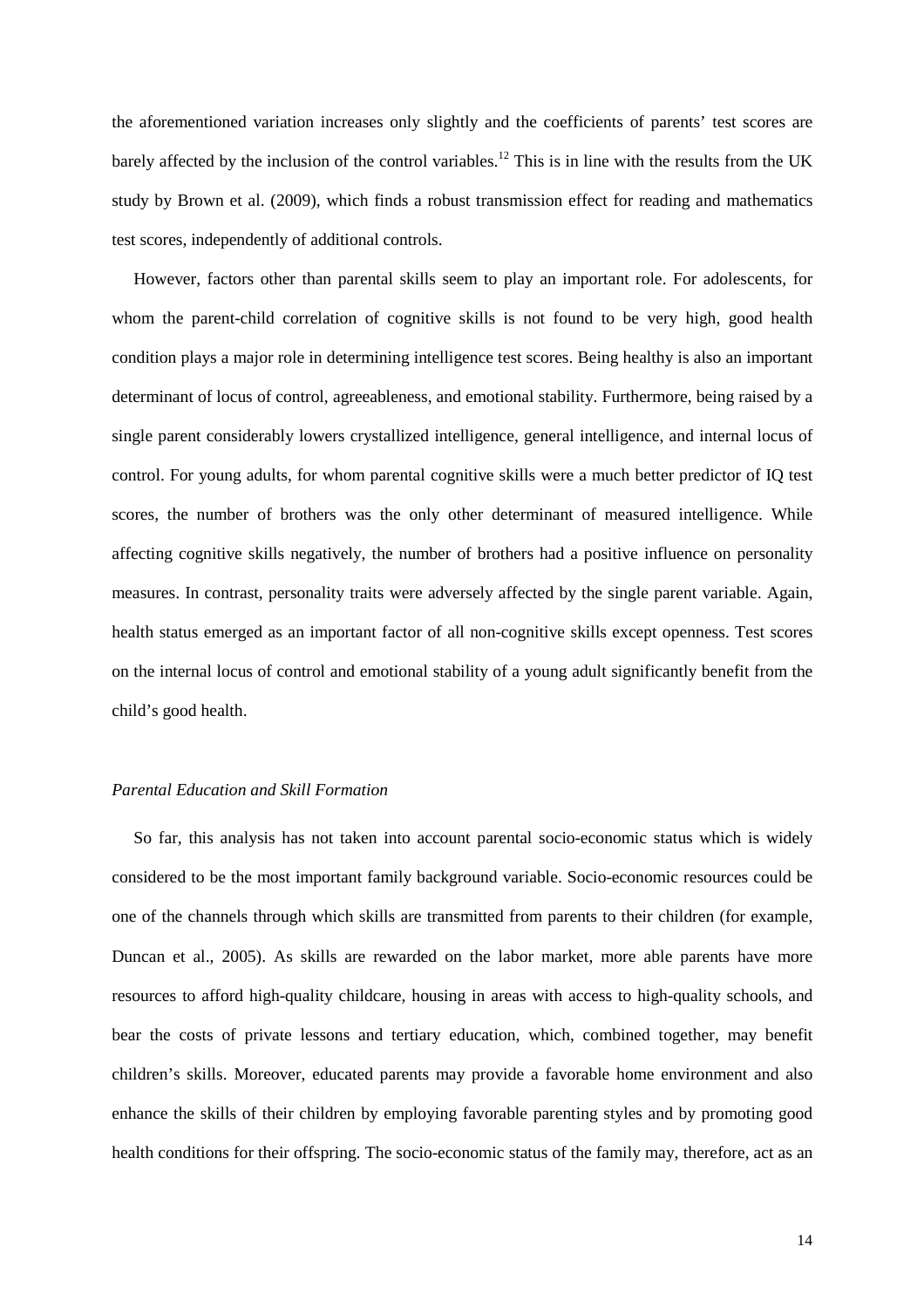the aforementioned variation increases only slightly and the coefficients of parents' test scores are barely affected by the inclusion of the control variables.[12] This is in line with the results from the UK study by Brown et al. (2009), which finds a robust transmission effect for reading and mathematics test scores, independently of additional controls.

However, factors other than parental skills seem to play an important role. For adolescents, for whom the parent-child correlation of cognitive skills is not found to be very high, good health condition plays a major role in determining intelligence test scores. Being healthy is also an important determinant of locus of control, agreeableness, and emotional stability. Furthermore, being raised by a single parent considerably lowers crystallized intelligence, general intelligence, and internal locus of control. For young adults, for whom parental cognitive skills were a much better predictor of IQ test scores, the number of brothers was the only other determinant of measured intelligence. While affecting cognitive skills negatively, the number of brothers had a positive influence on personality measures. In contrast, personality traits were adversely affected by the single parent variable. Again, health status emerged as an important factor of all non-cognitive skills except openness. Test scores on the internal locus of control and emotional stability of a young adult significantly benefit from the child's good health.

*Parental Education and Skill Formation*

So far, this analysis has not taken into account parental socio-economic status which is widely considered to be the most important family background variable. Socio-economic resources could be one of the channels through which skills are transmitted from parents to their children (for example, Duncan et al., 2005). As skills are rewarded on the labor market, more able parents have more resources to afford high-quality childcare, housing in areas with access to high-quality schools, and bear the costs of private lessons and tertiary education, which, combined together, may benefit children's skills. Moreover, educated parents may provide a favorable home environment and also enhance the skills of their children by employing favorable parenting styles and by promoting good health conditions for their offspring. The socio-economic status of the family may, therefore, act as an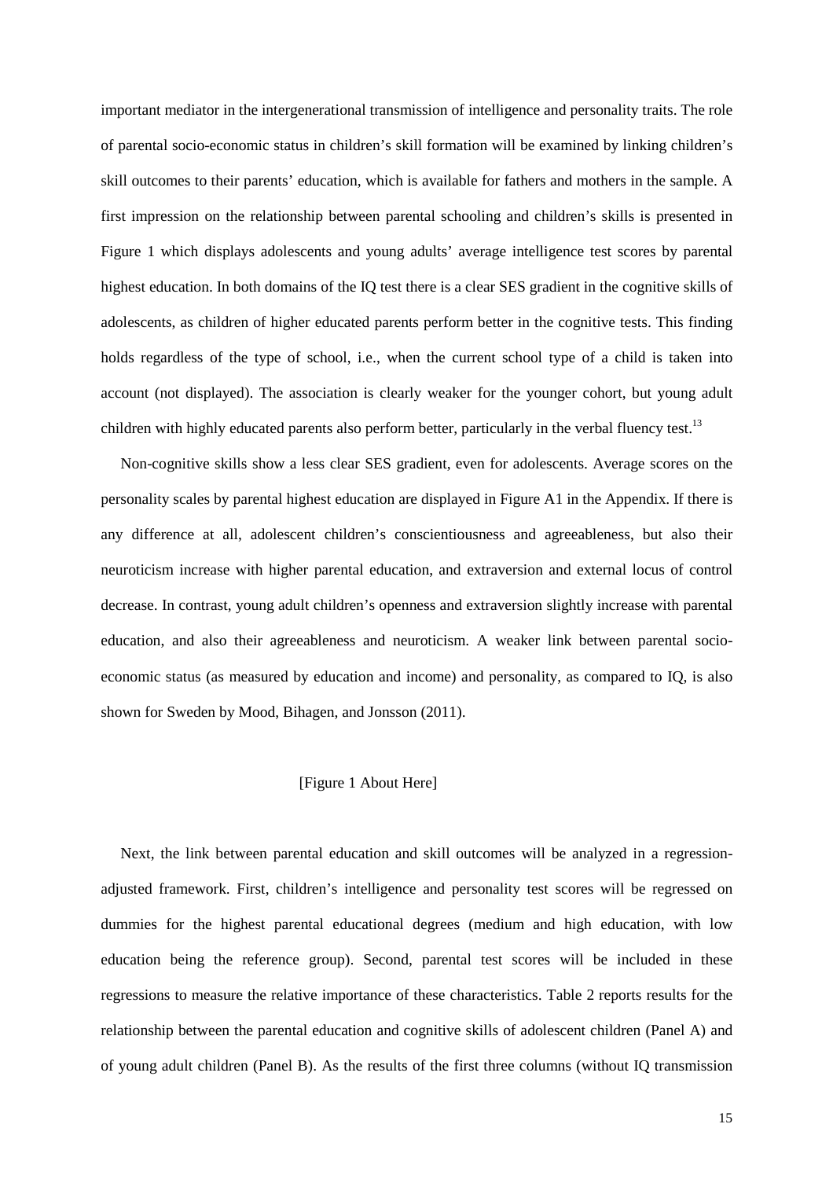important mediator in the intergenerational transmission of intelligence and personality traits. The role of parental socio-economic status in children's skill formation will be examined by linking children's skill outcomes to their parents' education, which is available for fathers and mothers in the sample. A first impression on the relationship between parental schooling and children's skills is presented in Figure 1 which displays adolescents and young adults' average intelligence test scores by parental highest education. In both domains of the IQ test there is a clear SES gradient in the cognitive skills of adolescents, as children of higher educated parents perform better in the cognitive tests. This finding holds regardless of the type of school, i.e., when the current school type of a child is taken into account (not displayed). The association is clearly weaker for the younger cohort, but young adult children with highly educated parents also perform better, particularly in the verbal fluency test.[13]

Non-cognitive skills show a less clear SES gradient, even for adolescents. Average scores on the personality scales by parental highest education are displayed in Figure A1 in the Appendix. If there is any difference at all, adolescent children's conscientiousness and agreeableness, but also their neuroticism increase with higher parental education, and extraversion and external locus of control decrease. In contrast, young adult children's openness and extraversion slightly increase with parental education, and also their agreeableness and neuroticism. A weaker link between parental socio-economic status (as measured by education and income) and personality, as compared to IQ, is also shown for Sweden by Mood, Bihagen, and Jonsson (2011).

[Figure 1 About Here]

Next, the link between parental education and skill outcomes will be analyzed in a regression-adjusted framework. First, children's intelligence and personality test scores will be regressed on dummies for the highest parental educational degrees (medium and high education, with low education being the reference group). Second, parental test scores will be included in these regressions to measure the relative importance of these characteristics. Table 2 reports results for the relationship between the parental education and cognitive skills of adolescent children (Panel A) and of young adult children (Panel B). As the results of the first three columns (without IQ transmission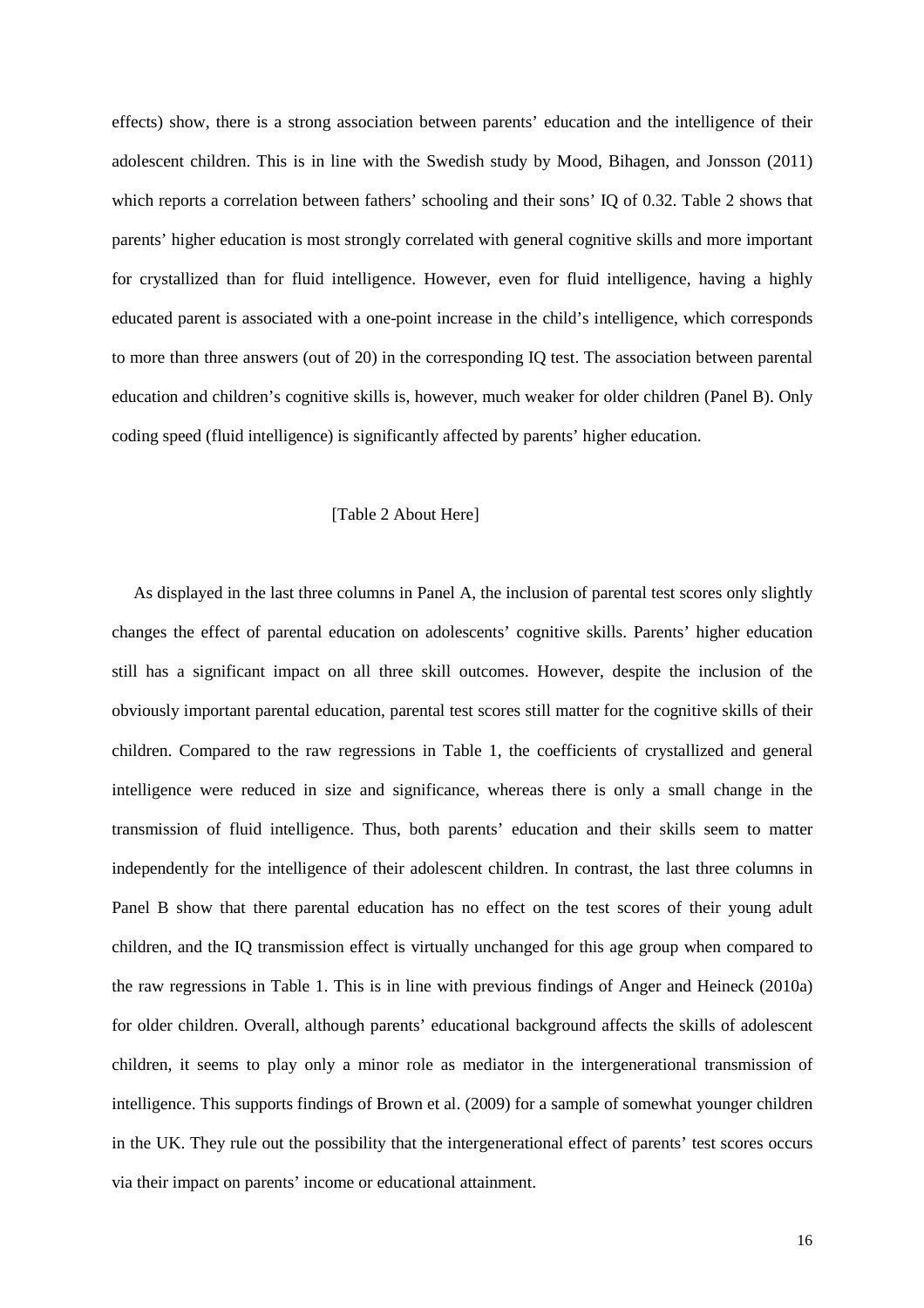effects) show, there is a strong association between parents' education and the intelligence of their adolescent children. This is in line with the Swedish study by Mood, Bihagen, and Jonsson (2011) which reports a correlation between fathers' schooling and their sons' IQ of 0.32. Table 2 shows that parents' higher education is most strongly correlated with general cognitive skills and more important for crystallized than for fluid intelligence. However, even for fluid intelligence, having a highly educated parent is associated with a one-point increase in the child's intelligence, which corresponds to more than three answers (out of 20) in the corresponding IQ test. The association between parental education and children's cognitive skills is, however, much weaker for older children (Panel B). Only coding speed (fluid intelligence) is significantly affected by parents' higher education.

[Table 2 About Here]

As displayed in the last three columns in Panel A, the inclusion of parental test scores only slightly changes the effect of parental education on adolescents' cognitive skills. Parents' higher education still has a significant impact on all three skill outcomes. However, despite the inclusion of the obviously important parental education, parental test scores still matter for the cognitive skills of their children. Compared to the raw regressions in Table 1, the coefficients of crystallized and general intelligence were reduced in size and significance, whereas there is only a small change in the transmission of fluid intelligence. Thus, both parents' education and their skills seem to matter independently for the intelligence of their adolescent children. In contrast, the last three columns in Panel B show that there parental education has no effect on the test scores of their young adult children, and the IQ transmission effect is virtually unchanged for this age group when compared to the raw regressions in Table 1. This is in line with previous findings of Anger and Heineck (2010a) for older children. Overall, although parents' educational background affects the skills of adolescent children, it seems to play only a minor role as mediator in the intergenerational transmission of intelligence. This supports findings of Brown et al. (2009) for a sample of somewhat younger children in the UK. They rule out the possibility that the intergenerational effect of parents' test scores occurs via their impact on parents' income or educational attainment.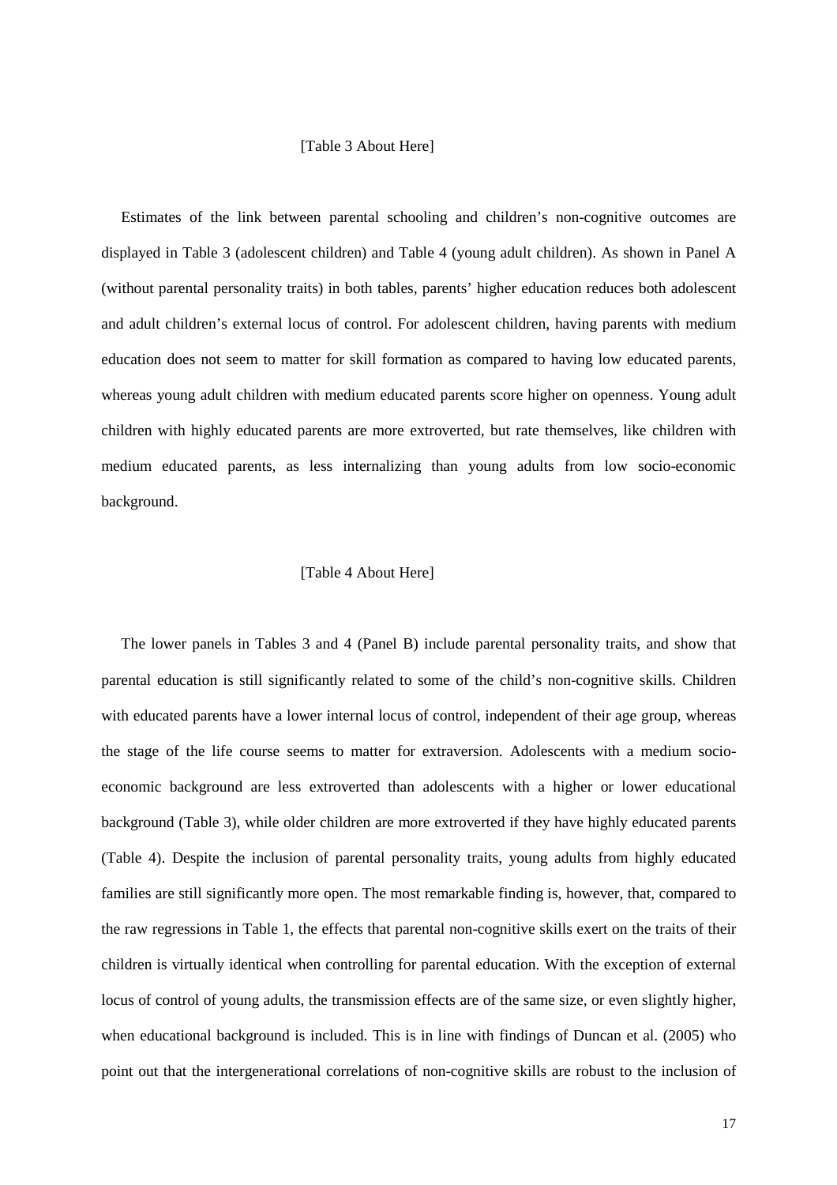[Table 3 About Here]

Estimates of the link between parental schooling and children's non-cognitive outcomes are displayed in Table 3 (adolescent children) and Table 4 (young adult children). As shown in Panel A (without parental personality traits) in both tables, parents' higher education reduces both adolescent and adult children's external locus of control. For adolescent children, having parents with medium education does not seem to matter for skill formation as compared to having low educated parents, whereas young adult children with medium educated parents score higher on openness. Young adult children with highly educated parents are more extroverted, but rate themselves, like children with medium educated parents, as less internalizing than young adults from low socio-economic background.

[Table 4 About Here]

The lower panels in Tables 3 and 4 (Panel B) include parental personality traits, and show that parental education is still significantly related to some of the child's non-cognitive skills. Children with educated parents have a lower internal locus of control, independent of their age group, whereas the stage of the life course seems to matter for extraversion. Adolescents with a medium socio-economic background are less extroverted than adolescents with a higher or lower educational background (Table 3), while older children are more extroverted if they have highly educated parents (Table 4). Despite the inclusion of parental personality traits, young adults from highly educated families are still significantly more open. The most remarkable finding is, however, that, compared to the raw regressions in Table 1, the effects that parental non-cognitive skills exert on the traits of their children is virtually identical when controlling for parental education. With the exception of external locus of control of young adults, the transmission effects are of the same size, or even slightly higher, when educational background is included. This is in line with findings of Duncan et al. (2005) who point out that the intergenerational correlations of non-cognitive skills are robust to the inclusion of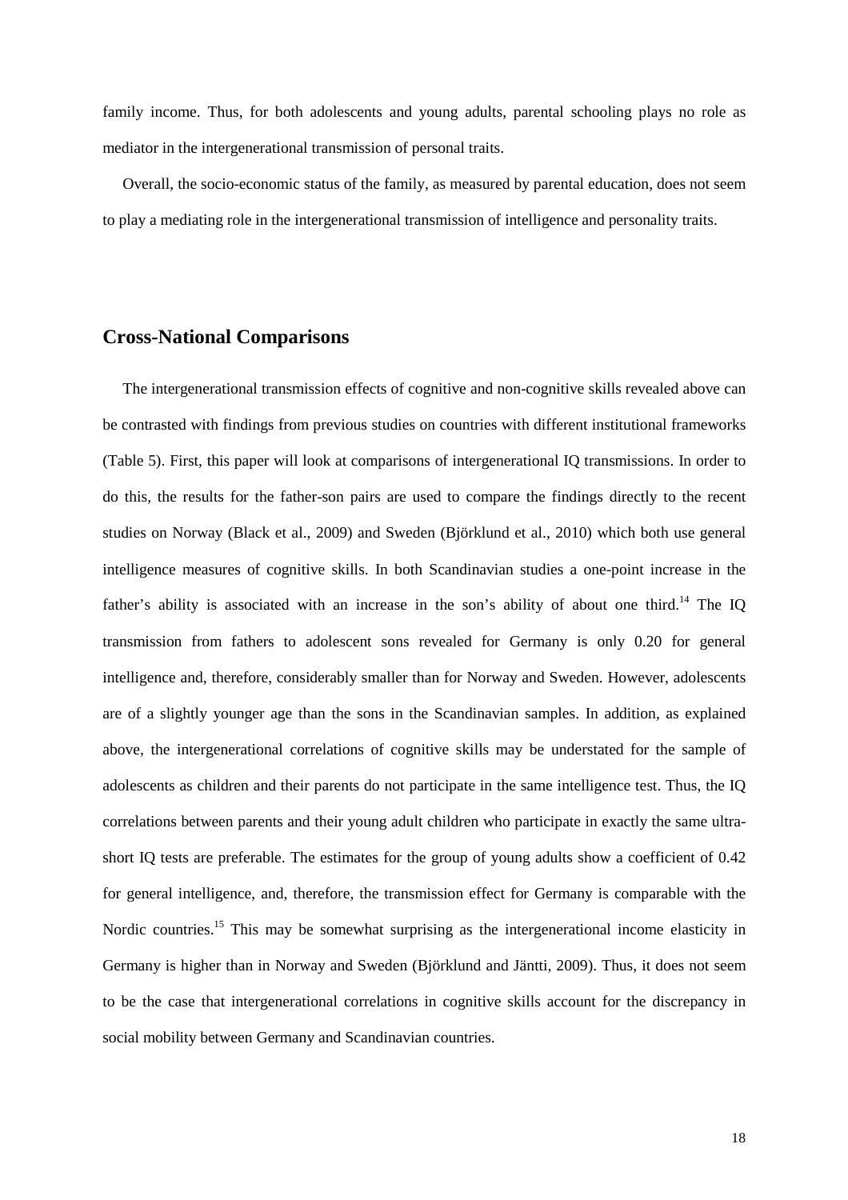family income. Thus, for both adolescents and young adults, parental schooling plays no role as mediator in the intergenerational transmission of personal traits.

Overall, the socio-economic status of the family, as measured by parental education, does not seem to play a mediating role in the intergenerational transmission of intelligence and personality traits.

## Cross-National Comparisons

The intergenerational transmission effects of cognitive and non-cognitive skills revealed above can be contrasted with findings from previous studies on countries with different institutional frameworks (Table 5). First, this paper will look at comparisons of intergenerational IQ transmissions. In order to do this, the results for the father-son pairs are used to compare the findings directly to the recent studies on Norway (Black et al., 2009) and Sweden (Björklund et al., 2010) which both use general intelligence measures of cognitive skills. In both Scandinavian studies a one-point increase in the father's ability is associated with an increase in the son's ability of about one third.[14] The IQ transmission from fathers to adolescent sons revealed for Germany is only 0.20 for general intelligence and, therefore, considerably smaller than for Norway and Sweden. However, adolescents are of a slightly younger age than the sons in the Scandinavian samples. In addition, as explained above, the intergenerational correlations of cognitive skills may be understated for the sample of adolescents as children and their parents do not participate in the same intelligence test. Thus, the IQ correlations between parents and their young adult children who participate in exactly the same ultra-short IQ tests are preferable. The estimates for the group of young adults show a coefficient of 0.42 for general intelligence, and, therefore, the transmission effect for Germany is comparable with the Nordic countries.[15] This may be somewhat surprising as the intergenerational income elasticity in Germany is higher than in Norway and Sweden (Björklund and Jäntti, 2009). Thus, it does not seem to be the case that intergenerational correlations in cognitive skills account for the discrepancy in social mobility between Germany and Scandinavian countries.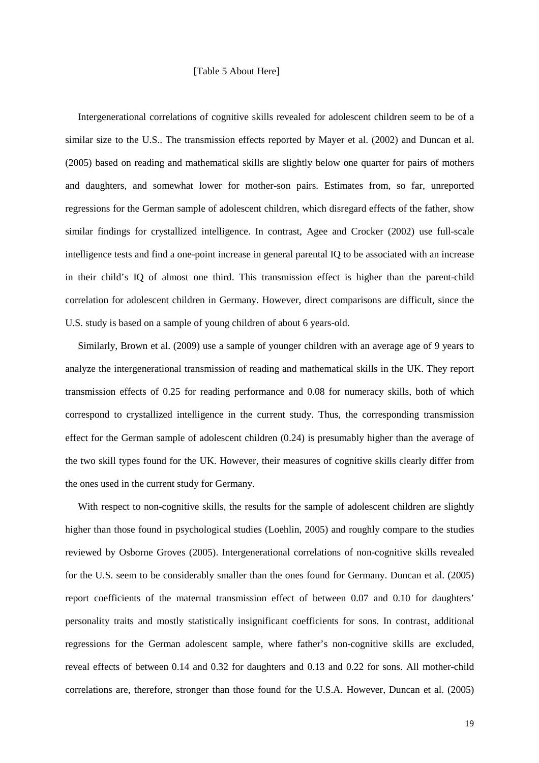[Table 5 About Here]

Intergenerational correlations of cognitive skills revealed for adolescent children seem to be of a similar size to the U.S.. The transmission effects reported by Mayer et al. (2002) and Duncan et al. (2005) based on reading and mathematical skills are slightly below one quarter for pairs of mothers and daughters, and somewhat lower for mother-son pairs. Estimates from, so far, unreported regressions for the German sample of adolescent children, which disregard effects of the father, show similar findings for crystallized intelligence. In contrast, Agee and Crocker (2002) use full-scale intelligence tests and find a one-point increase in general parental IQ to be associated with an increase in their child's IQ of almost one third. This transmission effect is higher than the parent-child correlation for adolescent children in Germany. However, direct comparisons are difficult, since the U.S. study is based on a sample of young children of about 6 years-old.

Similarly, Brown et al. (2009) use a sample of younger children with an average age of 9 years to analyze the intergenerational transmission of reading and mathematical skills in the UK. They report transmission effects of 0.25 for reading performance and 0.08 for numeracy skills, both of which correspond to crystallized intelligence in the current study. Thus, the corresponding transmission effect for the German sample of adolescent children (0.24) is presumably higher than the average of the two skill types found for the UK. However, their measures of cognitive skills clearly differ from the ones used in the current study for Germany.

With respect to non-cognitive skills, the results for the sample of adolescent children are slightly higher than those found in psychological studies (Loehlin, 2005) and roughly compare to the studies reviewed by Osborne Groves (2005). Intergenerational correlations of non-cognitive skills revealed for the U.S. seem to be considerably smaller than the ones found for Germany. Duncan et al. (2005) report coefficients of the maternal transmission effect of between 0.07 and 0.10 for daughters' personality traits and mostly statistically insignificant coefficients for sons. In contrast, additional regressions for the German adolescent sample, where father's non-cognitive skills are excluded, reveal effects of between 0.14 and 0.32 for daughters and 0.13 and 0.22 for sons. All mother-child correlations are, therefore, stronger than those found for the U.S.A. However, Duncan et al. (2005)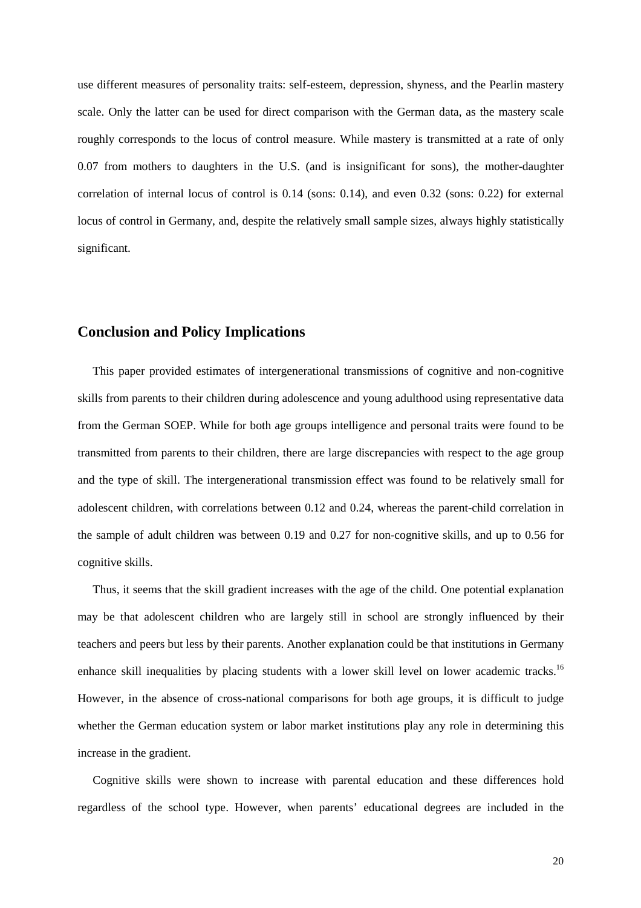use different measures of personality traits: self-esteem, depression, shyness, and the Pearlin mastery scale. Only the latter can be used for direct comparison with the German data, as the mastery scale roughly corresponds to the locus of control measure. While mastery is transmitted at a rate of only 0.07 from mothers to daughters in the U.S. (and is insignificant for sons), the mother-daughter correlation of internal locus of control is 0.14 (sons: 0.14), and even 0.32 (sons: 0.22) for external locus of control in Germany, and, despite the relatively small sample sizes, always highly statistically significant.

## Conclusion and Policy Implications

This paper provided estimates of intergenerational transmissions of cognitive and non-cognitive skills from parents to their children during adolescence and young adulthood using representative data from the German SOEP. While for both age groups intelligence and personal traits were found to be transmitted from parents to their children, there are large discrepancies with respect to the age group and the type of skill. The intergenerational transmission effect was found to be relatively small for adolescent children, with correlations between 0.12 and 0.24, whereas the parent-child correlation in the sample of adult children was between 0.19 and 0.27 for non-cognitive skills, and up to 0.56 for cognitive skills.

Thus, it seems that the skill gradient increases with the age of the child. One potential explanation may be that adolescent children who are largely still in school are strongly influenced by their teachers and peers but less by their parents. Another explanation could be that institutions in Germany enhance skill inequalities by placing students with a lower skill level on lower academic tracks.[16] However, in the absence of cross-national comparisons for both age groups, it is difficult to judge whether the German education system or labor market institutions play any role in determining this increase in the gradient.

Cognitive skills were shown to increase with parental education and these differences hold regardless of the school type. However, when parents' educational degrees are included in the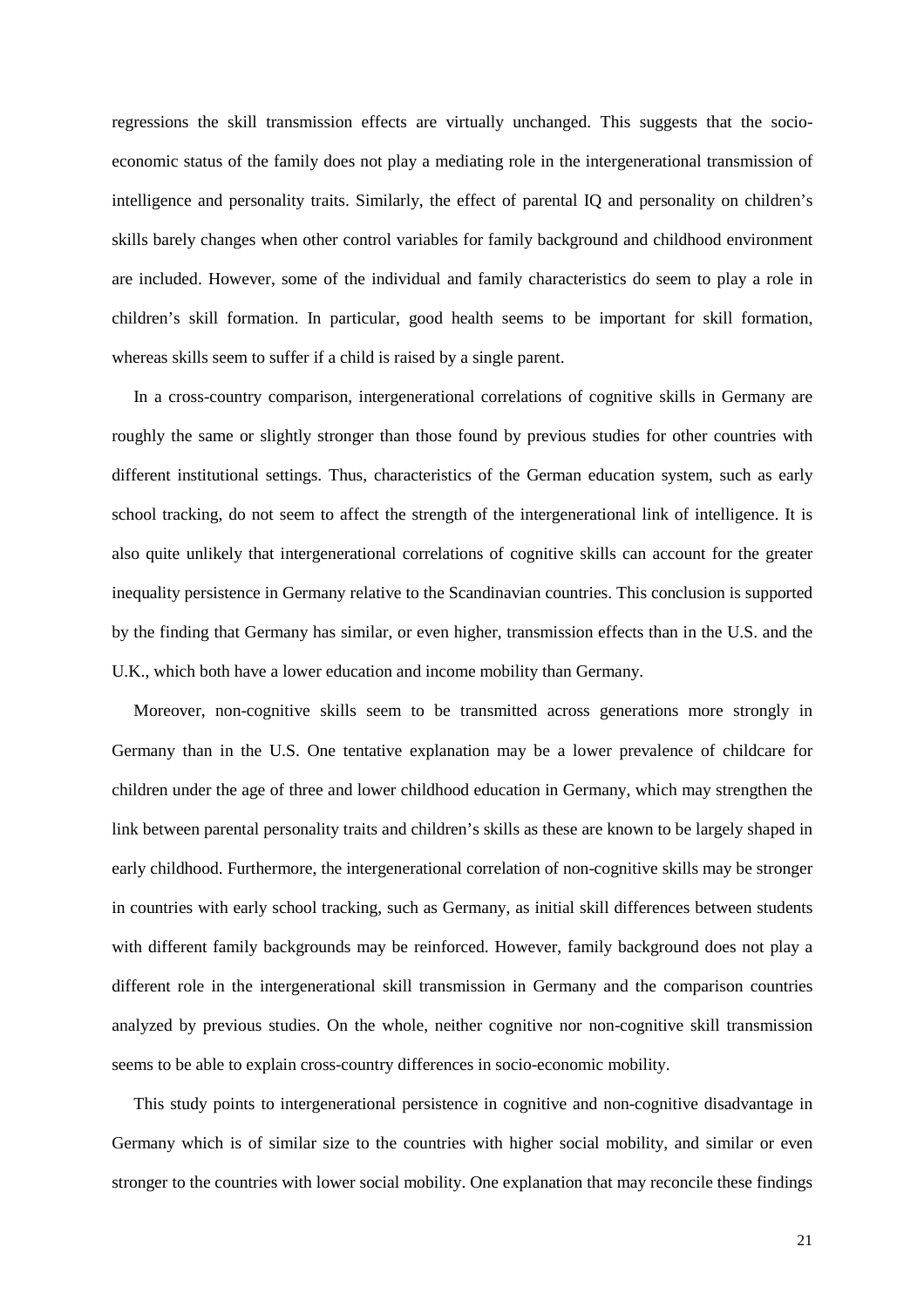regressions the skill transmission effects are virtually unchanged. This suggests that the socio-economic status of the family does not play a mediating role in the intergenerational transmission of intelligence and personality traits. Similarly, the effect of parental IQ and personality on children's skills barely changes when other control variables for family background and childhood environment are included. However, some of the individual and family characteristics do seem to play a role in children's skill formation. In particular, good health seems to be important for skill formation, whereas skills seem to suffer if a child is raised by a single parent.

In a cross-country comparison, intergenerational correlations of cognitive skills in Germany are roughly the same or slightly stronger than those found by previous studies for other countries with different institutional settings. Thus, characteristics of the German education system, such as early school tracking, do not seem to affect the strength of the intergenerational link of intelligence. It is also quite unlikely that intergenerational correlations of cognitive skills can account for the greater inequality persistence in Germany relative to the Scandinavian countries. This conclusion is supported by the finding that Germany has similar, or even higher, transmission effects than in the U.S. and the U.K., which both have a lower education and income mobility than Germany.

Moreover, non-cognitive skills seem to be transmitted across generations more strongly in Germany than in the U.S. One tentative explanation may be a lower prevalence of childcare for children under the age of three and lower childhood education in Germany, which may strengthen the link between parental personality traits and children's skills as these are known to be largely shaped in early childhood. Furthermore, the intergenerational correlation of non-cognitive skills may be stronger in countries with early school tracking, such as Germany, as initial skill differences between students with different family backgrounds may be reinforced. However, family background does not play a different role in the intergenerational skill transmission in Germany and the comparison countries analyzed by previous studies. On the whole, neither cognitive nor non-cognitive skill transmission seems to be able to explain cross-country differences in socio-economic mobility.

This study points to intergenerational persistence in cognitive and non-cognitive disadvantage in Germany which is of similar size to the countries with higher social mobility, and similar or even stronger to the countries with lower social mobility. One explanation that may reconcile these findings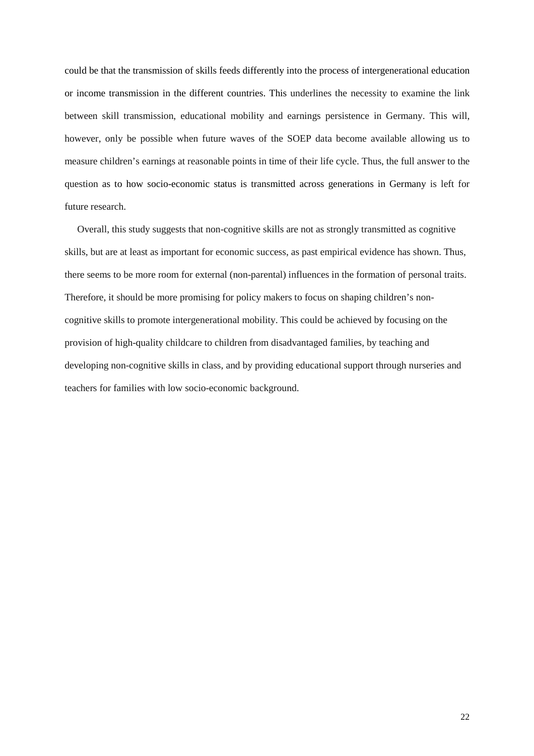could be that the transmission of skills feeds differently into the process of intergenerational education or income transmission in the different countries. This underlines the necessity to examine the link between skill transmission, educational mobility and earnings persistence in Germany. This will, however, only be possible when future waves of the SOEP data become available allowing us to measure children's earnings at reasonable points in time of their life cycle. Thus, the full answer to the question as to how socio-economic status is transmitted across generations in Germany is left for future research.

Overall, this study suggests that non-cognitive skills are not as strongly transmitted as cognitive skills, but are at least as important for economic success, as past empirical evidence has shown. Thus, there seems to be more room for external (non-parental) influences in the formation of personal traits. Therefore, it should be more promising for policy makers to focus on shaping children's non-cognitive skills to promote intergenerational mobility. This could be achieved by focusing on the provision of high-quality childcare to children from disadvantaged families, by teaching and developing non-cognitive skills in class, and by providing educational support through nurseries and teachers for families with low socio-economic background.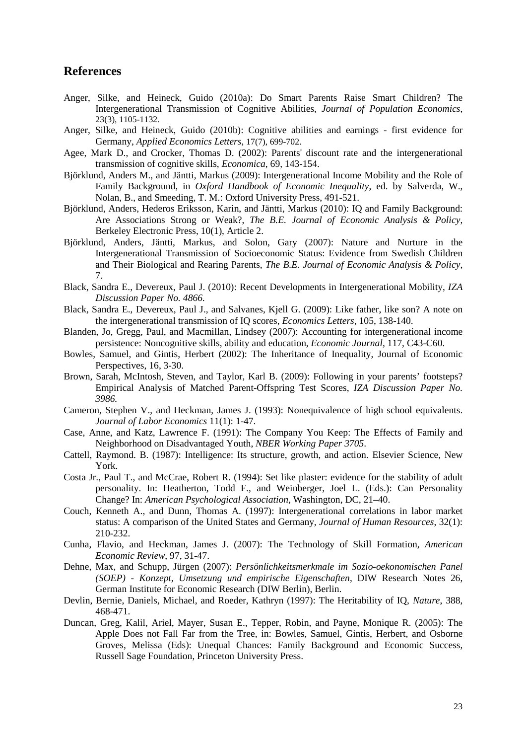## References

Anger, Silke, and Heineck, Guido (2010a): Do Smart Parents Raise Smart Children? The Intergenerational Transmission of Cognitive Abilities, *Journal of Population Economics*, 23(3), 1105-1132.

Anger, Silke, and Heineck, Guido (2010b): Cognitive abilities and earnings - first evidence for Germany, *Applied Economics Letters*, 17(7), 699-702.

Agee, Mark D., and Crocker, Thomas D. (2002): Parents' discount rate and the intergenerational transmission of cognitive skills, *Economica*, 69, 143-154.

Björklund, Anders M., and Jäntti, Markus (2009): Intergenerational Income Mobility and the Role of Family Background, in *Oxford Handbook of Economic Inequality*, ed. by Salverda, W., Nolan, B., and Smeeding, T. M.: Oxford University Press, 491-521.

Björklund, Anders, Hederos Eriksson, Karin, and Jäntti, Markus (2010): IQ and Family Background: Are Associations Strong or Weak?, *The B.E. Journal of Economic Analysis & Policy*, Berkeley Electronic Press, 10(1), Article 2.

Björklund, Anders, Jäntti, Markus, and Solon, Gary (2007): Nature and Nurture in the Intergenerational Transmission of Socioeconomic Status: Evidence from Swedish Children and Their Biological and Rearing Parents, *The B.E. Journal of Economic Analysis & Policy*, 7.

Black, Sandra E., Devereux, Paul J. (2010): Recent Developments in Intergenerational Mobility, *IZA Discussion Paper No. 4866.*

Black, Sandra E., Devereux, Paul J., and Salvanes, Kjell G. (2009): Like father, like son? A note on the intergenerational transmission of IQ scores, *Economics Letters*, 105, 138-140.

Blanden, Jo, Gregg, Paul, and Macmillan, Lindsey (2007): Accounting for intergenerational income persistence: Noncognitive skills, ability and education, *Economic Journal*, 117, C43-C60.

Bowles, Samuel, and Gintis, Herbert (2002): The Inheritance of Inequality, Journal of Economic Perspectives, 16, 3-30.

Brown, Sarah, McIntosh, Steven, and Taylor, Karl B. (2009): Following in your parents' footsteps? Empirical Analysis of Matched Parent-Offspring Test Scores, *IZA Discussion Paper No. 3986.*

Cameron, Stephen V., and Heckman, James J. (1993): Nonequivalence of high school equivalents. *Journal of Labor Economics* 11(1): 1-47.

Case, Anne, and Katz, Lawrence F. (1991): The Company You Keep: The Effects of Family and Neighborhood on Disadvantaged Youth, *NBER Working Paper 3705*.

Cattell, Raymond. B. (1987): Intelligence: Its structure, growth, and action. Elsevier Science, New York.

Costa Jr., Paul T., and McCrae, Robert R. (1994): Set like plaster: evidence for the stability of adult personality. In: Heatherton, Todd F., and Weinberger, Joel L. (Eds.): Can Personality Change? In: *American Psychological Association*, Washington, DC, 21–40.

Couch, Kenneth A., and Dunn, Thomas A. (1997): Intergenerational correlations in labor market status: A comparison of the United States and Germany, *Journal of Human Resources*, 32(1): 210-232.

Cunha, Flavio, and Heckman, James J. (2007): The Technology of Skill Formation, *American Economic Review*, 97, 31-47.

Dehne, Max, and Schupp, Jürgen (2007): *Persönlichkeitsmerkmale im Sozio-oekonomischen Panel (SOEP) - Konzept, Umsetzung und empirische Eigenschaften*, DIW Research Notes 26, German Institute for Economic Research (DIW Berlin), Berlin.

Devlin, Bernie, Daniels, Michael, and Roeder, Kathryn (1997): The Heritability of IQ, *Nature*, 388, 468-471.

Duncan, Greg, Kalil, Ariel, Mayer, Susan E., Tepper, Robin, and Payne, Monique R. (2005): The Apple Does not Fall Far from the Tree, in: Bowles, Samuel, Gintis, Herbert, and Osborne Groves, Melissa (Eds): Unequal Chances: Family Background and Economic Success, Russell Sage Foundation, Princeton University Press.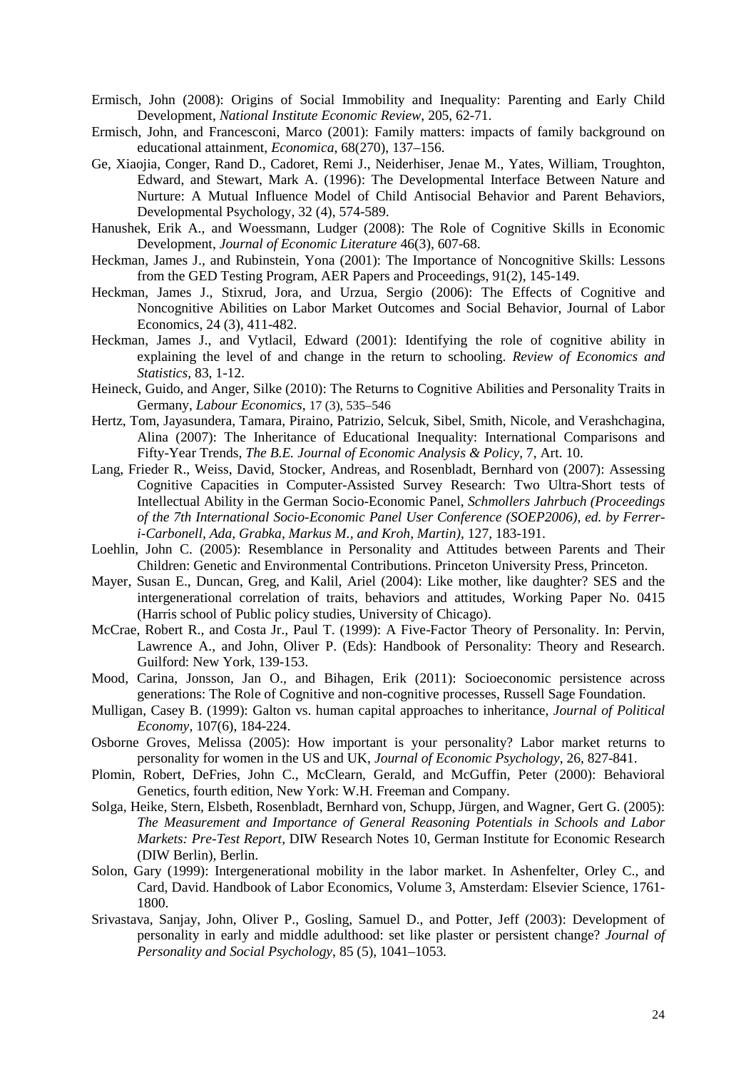Ermisch, John (2008): Origins of Social Immobility and Inequality: Parenting and Early Child Development, *National Institute Economic Review*, 205, 62-71.

Ermisch, John, and Francesconi, Marco (2001): Family matters: impacts of family background on educational attainment, *Economica*, 68(270), 137–156.

Ge, Xiaojia, Conger, Rand D., Cadoret, Remi J., Neiderhiser, Jenae M., Yates, William, Troughton, Edward, and Stewart, Mark A. (1996): The Developmental Interface Between Nature and Nurture: A Mutual Influence Model of Child Antisocial Behavior and Parent Behaviors, Developmental Psychology, 32 (4), 574-589.

Hanushek, Erik A., and Woessmann, Ludger (2008): The Role of Cognitive Skills in Economic Development, *Journal of Economic Literature* 46(3), 607-68.

Heckman, James J., and Rubinstein, Yona (2001): The Importance of Noncognitive Skills: Lessons from the GED Testing Program, AER Papers and Proceedings, 91(2), 145-149.

Heckman, James J., Stixrud, Jora, and Urzua, Sergio (2006): The Effects of Cognitive and Noncognitive Abilities on Labor Market Outcomes and Social Behavior, Journal of Labor Economics, 24 (3), 411-482.

Heckman, James J., and Vytlacil, Edward (2001): Identifying the role of cognitive ability in explaining the level of and change in the return to schooling. *Review of Economics and Statistics*, 83, 1-12.

Heineck, Guido, and Anger, Silke (2010): The Returns to Cognitive Abilities and Personality Traits in Germany, *Labour Economics*, 17 (3), 535–546

Hertz, Tom, Jayasundera, Tamara, Piraino, Patrizio, Selcuk, Sibel, Smith, Nicole, and Verashchagina, Alina (2007): The Inheritance of Educational Inequality: International Comparisons and Fifty-Year Trends, *The B.E. Journal of Economic Analysis & Policy*, 7, Art. 10.

Lang, Frieder R., Weiss, David, Stocker, Andreas, and Rosenbladt, Bernhard von (2007): Assessing Cognitive Capacities in Computer-Assisted Survey Research: Two Ultra-Short tests of Intellectual Ability in the German Socio-Economic Panel, *Schmollers Jahrbuch (Proceedings of the 7th International Socio-Economic Panel User Conference (SOEP2006), ed. by Ferrer-i-Carbonell, Ada, Grabka, Markus M., and Kroh, Martin)*, 127, 183-191.

Loehlin, John C. (2005): Resemblance in Personality and Attitudes between Parents and Their Children: Genetic and Environmental Contributions. Princeton University Press, Princeton.

Mayer, Susan E., Duncan, Greg, and Kalil, Ariel (2004): Like mother, like daughter? SES and the intergenerational correlation of traits, behaviors and attitudes, Working Paper No. 0415 (Harris school of Public policy studies, University of Chicago).

McCrae, Robert R., and Costa Jr., Paul T. (1999): A Five-Factor Theory of Personality. In: Pervin, Lawrence A., and John, Oliver P. (Eds): Handbook of Personality: Theory and Research. Guilford: New York, 139-153.

Mood, Carina, Jonsson, Jan O., and Bihagen, Erik (2011): Socioeconomic persistence across generations: The Role of Cognitive and non-cognitive processes, Russell Sage Foundation.

Mulligan, Casey B. (1999): Galton vs. human capital approaches to inheritance, *Journal of Political Economy*, 107(6), 184-224.

Osborne Groves, Melissa (2005): How important is your personality? Labor market returns to personality for women in the US and UK, *Journal of Economic Psychology*, 26, 827-841.

Plomin, Robert, DeFries, John C., McClearn, Gerald, and McGuffin, Peter (2000): Behavioral Genetics, fourth edition, New York: W.H. Freeman and Company.

Solga, Heike, Stern, Elsbeth, Rosenbladt, Bernhard von, Schupp, Jürgen, and Wagner, Gert G. (2005): *The Measurement and Importance of General Reasoning Potentials in Schools and Labor Markets: Pre-Test Report*, DIW Research Notes 10, German Institute for Economic Research (DIW Berlin), Berlin.

Solon, Gary (1999): Intergenerational mobility in the labor market. In Ashenfelter, Orley C., and Card, David. Handbook of Labor Economics, Volume 3, Amsterdam: Elsevier Science, 1761-1800.

Srivastava, Sanjay, John, Oliver P., Gosling, Samuel D., and Potter, Jeff (2003): Development of personality in early and middle adulthood: set like plaster or persistent change? *Journal of Personality and Social Psychology*, 85 (5), 1041–1053.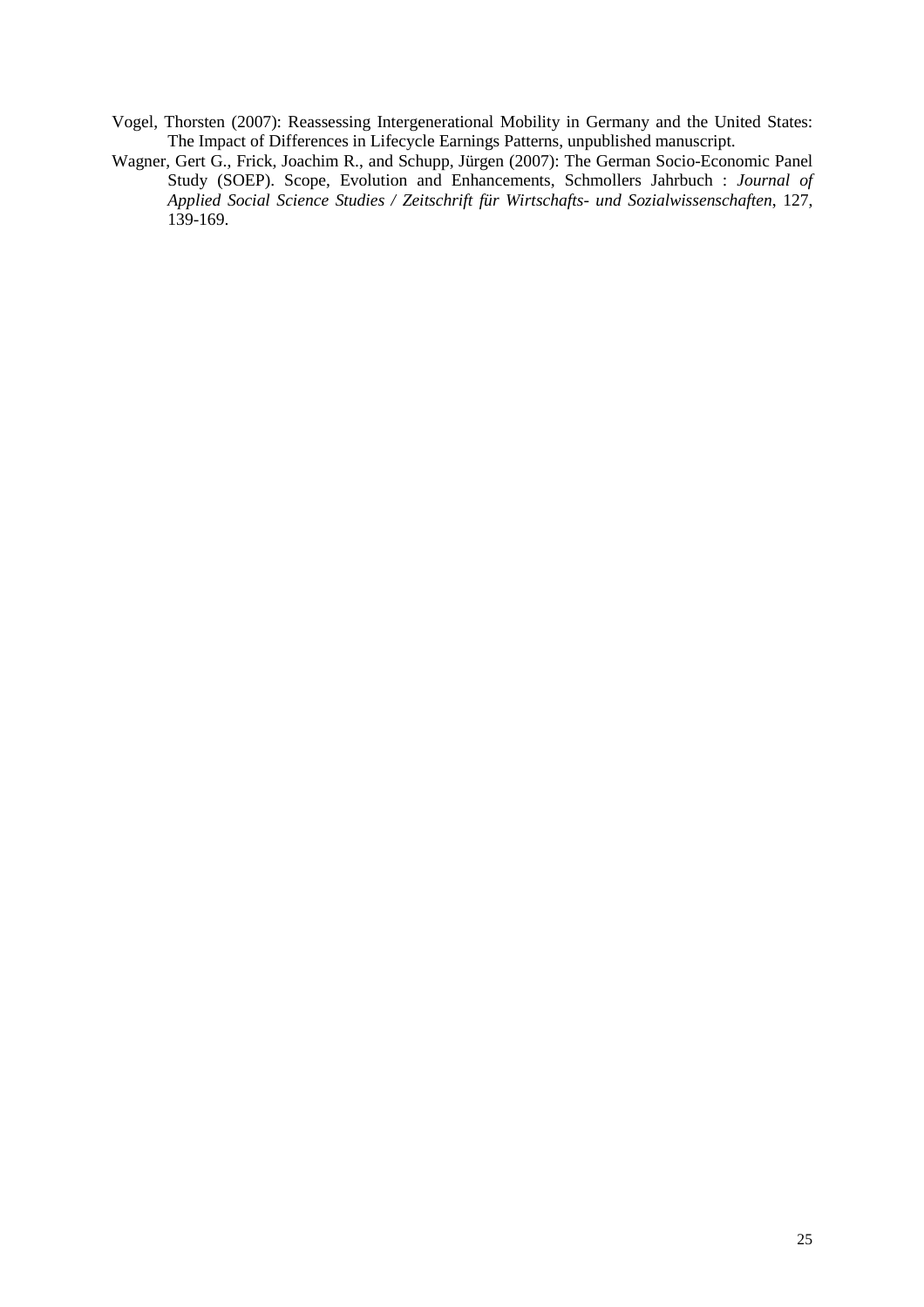Vogel, Thorsten (2007): Reassessing Intergenerational Mobility in Germany and the United States: The Impact of Differences in Lifecycle Earnings Patterns, unpublished manuscript.

Wagner, Gert G., Frick, Joachim R., and Schupp, Jürgen (2007): The German Socio-Economic Panel Study (SOEP). Scope, Evolution and Enhancements, Schmollers Jahrbuch : *Journal of Applied Social Science Studies / Zeitschrift für Wirtschafts- und Sozialwissenschaften*, 127, 139-169.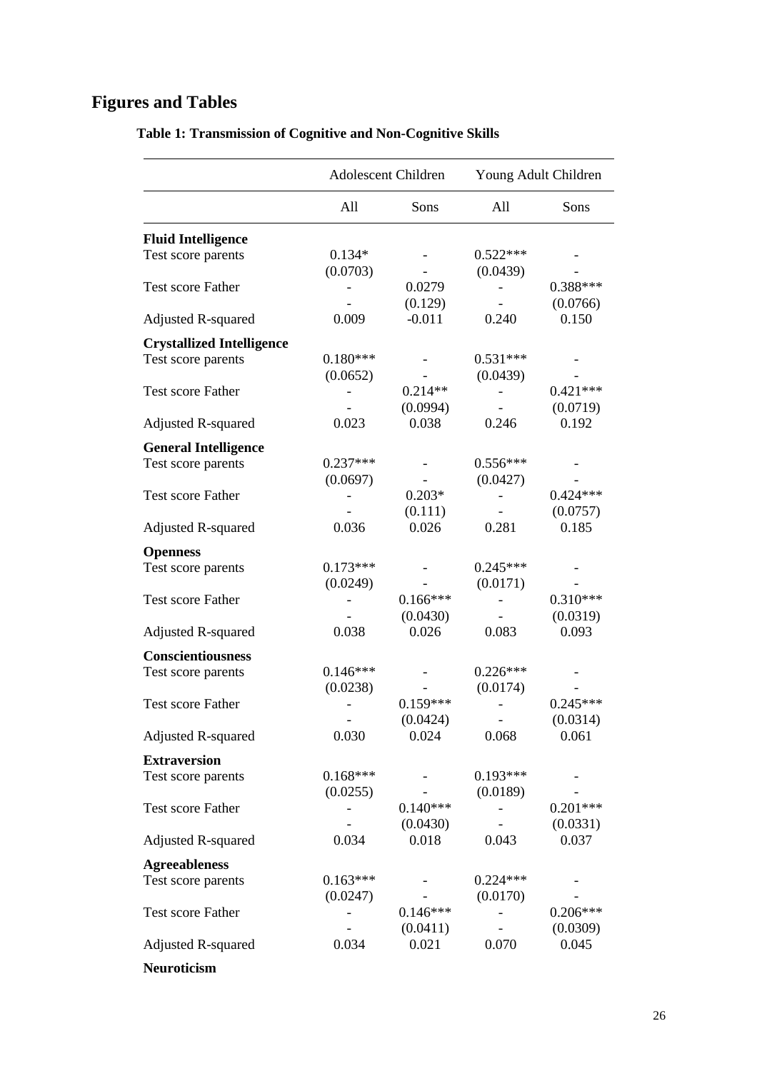# Figures and Tables

**Table 1: Transmission of Cognitive and Non-Cognitive Skills**

| | Adolescent Children | | Young Adult Children | |
|---|---|---|---|---|
| | All | Sons | All | Sons |
| **Fluid Intelligence** | | | | |
| Test score parents | 0.134* | - | 0.522*** | - |
| | (0.0703) | - | (0.0439) | - |
| Test score Father | - | 0.0279 | - | 0.388*** |
| | - | (0.129) | - | (0.0766) |
| Adjusted R-squared | 0.009 | -0.011 | 0.240 | 0.150 |
| **Crystallized Intelligence** | | | | |
| Test score parents | 0.180*** | - | 0.531*** | - |
| | (0.0652) | - | (0.0439) | - |
| Test score Father | - | 0.214** | - | 0.421*** |
| | - | (0.0994) | - | (0.0719) |
| Adjusted R-squared | 0.023 | 0.038 | 0.246 | 0.192 |
| **General Intelligence** | | | | |
| Test score parents | 0.237*** | - | 0.556*** | - |
| | (0.0697) | - | (0.0427) | - |
| Test score Father | - | 0.203* | - | 0.424*** |
| | - | (0.111) | - | (0.0757) |
| Adjusted R-squared | 0.036 | 0.026 | 0.281 | 0.185 |
| **Openness** | | | | |
| Test score parents | 0.173*** | - | 0.245*** | - |
| | (0.0249) | - | (0.0171) | - |
| Test score Father | - | 0.166*** | - | 0.310*** |
| | - | (0.0430) | - | (0.0319) |
| Adjusted R-squared | 0.038 | 0.026 | 0.083 | 0.093 |
| **Conscientiousness** | | | | |
| Test score parents | 0.146*** | - | 0.226*** | - |
| | (0.0238) | - | (0.0174) | - |
| Test score Father | - | 0.159*** | - | 0.245*** |
| | - | (0.0424) | - | (0.0314) |
| Adjusted R-squared | 0.030 | 0.024 | 0.068 | 0.061 |
| **Extraversion** | | | | |
| Test score parents | 0.168*** | - | 0.193*** | - |
| | (0.0255) | - | (0.0189) | - |
| Test score Father | - | 0.140*** | - | 0.201*** |
| | - | (0.0430) | - | (0.0331) |
| Adjusted R-squared | 0.034 | 0.018 | 0.043 | 0.037 |
| **Agreeableness** | | | | |
| Test score parents | 0.163*** | - | 0.224*** | - |
| | (0.0247) | - | (0.0170) | - |
| Test score Father | - | 0.146*** | - | 0.206*** |
| | - | (0.0411) | - | (0.0309) |
| Adjusted R-squared | 0.034 | 0.021 | 0.070 | 0.045 |
| **Neuroticism** | | | | |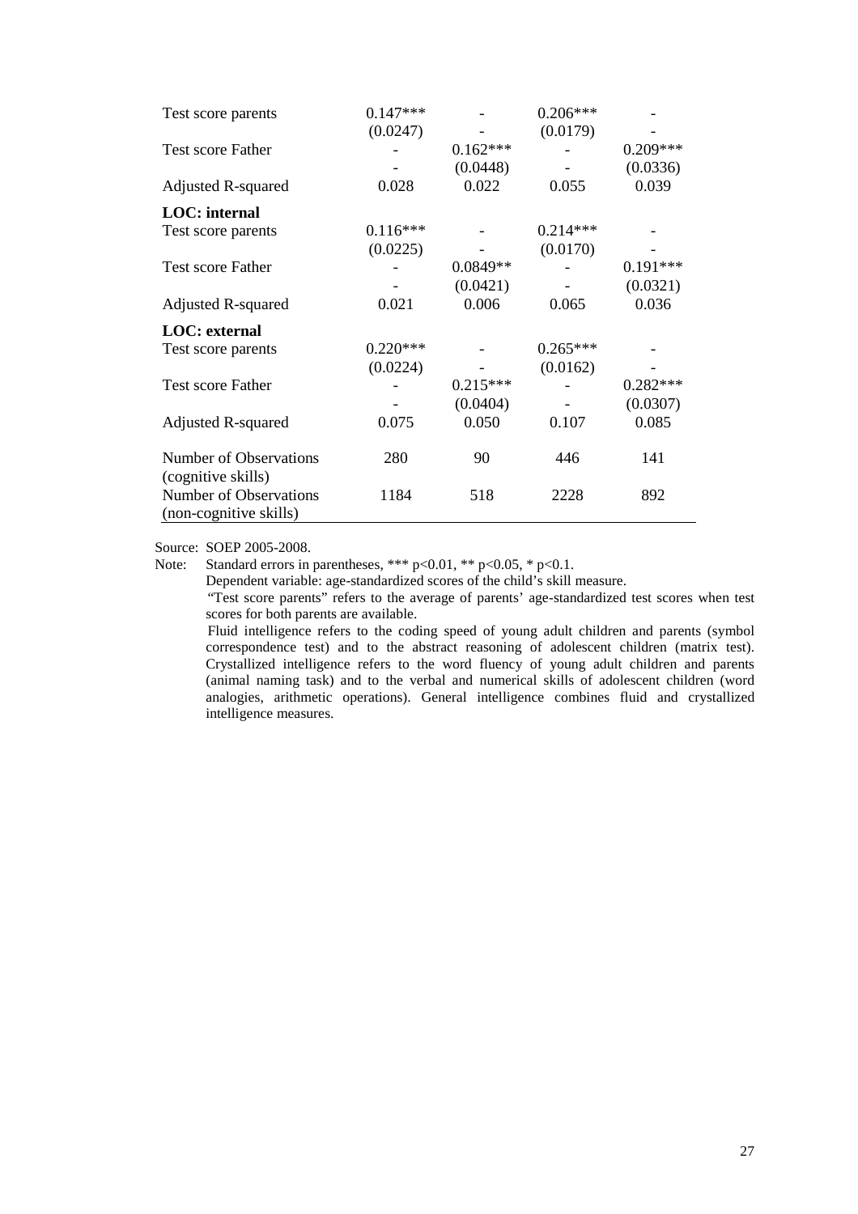| | | | | |
|---|---|---|---|---|
| Test score parents | 0.147*** | - | 0.206*** | - |
| | (0.0247) | - | (0.0179) | - |
| Test score Father | - | 0.162*** | - | 0.209*** |
| | - | (0.0448) | - | (0.0336) |
| Adjusted R-squared | 0.028 | 0.022 | 0.055 | 0.039 |
| **LOC: internal** | | | | |
| Test score parents | 0.116*** | - | 0.214*** | - |
| | (0.0225) | - | (0.0170) | - |
| Test score Father | - | 0.0849** | - | 0.191*** |
| | - | (0.0421) | - | (0.0321) |
| Adjusted R-squared | 0.021 | 0.006 | 0.065 | 0.036 |
| **LOC: external** | | | | |
| Test score parents | 0.220*** | - | 0.265*** | - |
| | (0.0224) | - | (0.0162) | - |
| Test score Father | - | 0.215*** | - | 0.282*** |
| | - | (0.0404) | - | (0.0307) |
| Adjusted R-squared | 0.075 | 0.050 | 0.107 | 0.085 |
| Number of Observations (cognitive skills) | 280 | 90 | 446 | 141 |
| Number of Observations (non-cognitive skills) | 1184 | 518 | 2228 | 892 |

Source: SOEP 2005-2008.

Note: Standard errors in parentheses, *** p<0.01, ** p<0.05, * p<0.1.

Dependent variable: age-standardized scores of the child's skill measure.

"Test score parents" refers to the average of parents' age-standardized test scores when test scores for both parents are available.

Fluid intelligence refers to the coding speed of young adult children and parents (symbol correspondence test) and to the abstract reasoning of adolescent children (matrix test). Crystallized intelligence refers to the word fluency of young adult children and parents (animal naming task) and to the verbal and numerical skills of adolescent children (word analogies, arithmetic operations). General intelligence combines fluid and crystallized intelligence measures.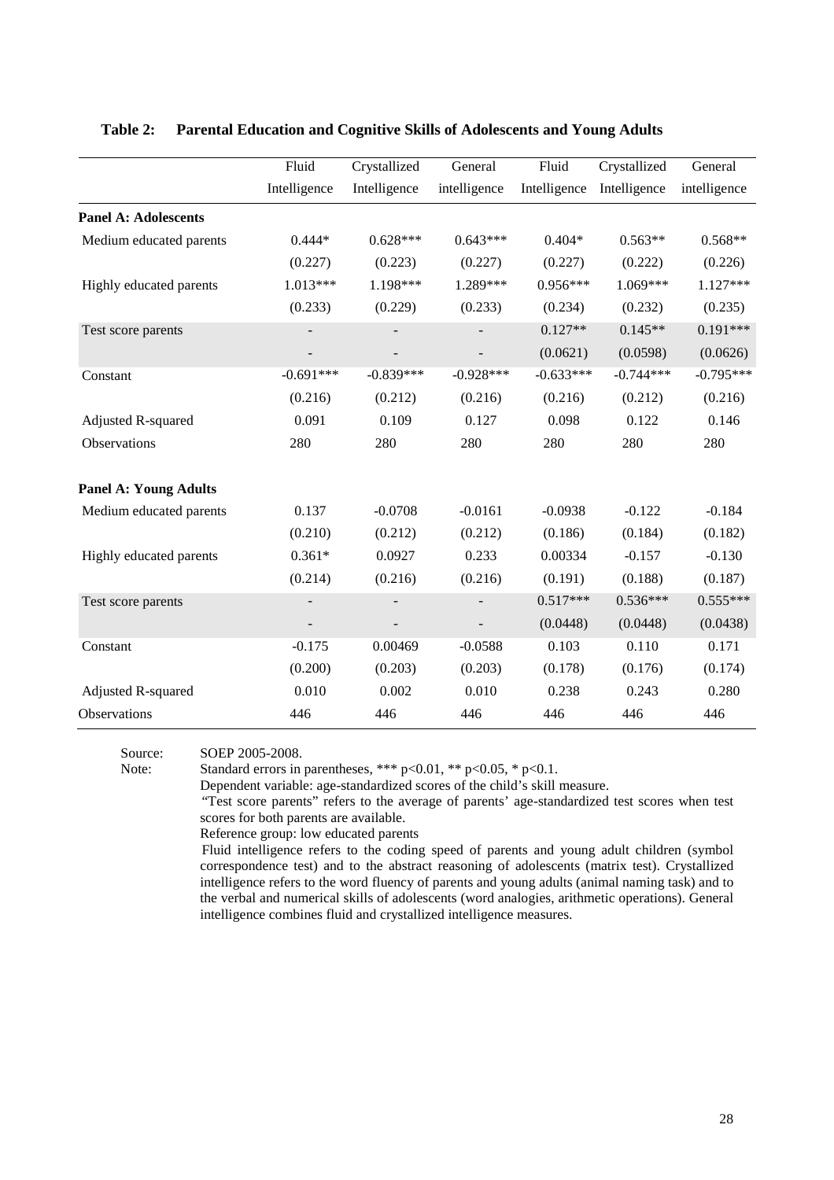**Table 2: Parental Education and Cognitive Skills of Adolescents and Young Adults**

| | Fluid Intelligence | Crystallized Intelligence | General intelligence | Fluid Intelligence | Crystallized Intelligence | General intelligence |
|---|---|---|---|---|---|---|
| **Panel A: Adolescents** | | | | | | |
| Medium educated parents | 0.444* | 0.628*** | 0.643*** | 0.404* | 0.563** | 0.568** |
| | (0.227) | (0.223) | (0.227) | (0.227) | (0.222) | (0.226) |
| Highly educated parents | 1.013*** | 1.198*** | 1.289*** | 0.956*** | 1.069*** | 1.127*** |
| | (0.233) | (0.229) | (0.233) | (0.234) | (0.232) | (0.235) |
| Test score parents | - | - | - | 0.127** | 0.145** | 0.191*** |
| | - | - | - | (0.0621) | (0.0598) | (0.0626) |
| Constant | -0.691*** | -0.839*** | -0.928*** | -0.633*** | -0.744*** | -0.795*** |
| | (0.216) | (0.212) | (0.216) | (0.216) | (0.212) | (0.216) |
| Adjusted R-squared | 0.091 | 0.109 | 0.127 | 0.098 | 0.122 | 0.146 |
| Observations | 280 | 280 | 280 | 280 | 280 | 280 |
| | | | | | | |
| **Panel A: Young Adults** | | | | | | |
| Medium educated parents | 0.137 | -0.0708 | -0.0161 | -0.0938 | -0.122 | -0.184 |
| | (0.210) | (0.212) | (0.212) | (0.186) | (0.184) | (0.182) |
| Highly educated parents | 0.361* | 0.0927 | 0.233 | 0.00334 | -0.157 | -0.130 |
| | (0.214) | (0.216) | (0.216) | (0.191) | (0.188) | (0.187) |
| Test score parents | - | - | - | 0.517*** | 0.536*** | 0.555*** |
| | - | - | - | (0.0448) | (0.0448) | (0.0438) |
| Constant | -0.175 | 0.00469 | -0.0588 | 0.103 | 0.110 | 0.171 |
| | (0.200) | (0.203) | (0.203) | (0.178) | (0.176) | (0.174) |
| Adjusted R-squared | 0.010 | 0.002 | 0.010 | 0.238 | 0.243 | 0.280 |
| Observations | 446 | 446 | 446 | 446 | 446 | 446 |

Source: SOEP 2005-2008.

Note: Standard errors in parentheses, *** p<0.01, ** p<0.05, * p<0.1.
Dependent variable: age-standardized scores of the child's skill measure.
"Test score parents" refers to the average of parents' age-standardized test scores when test scores for both parents are available.
Reference group: low educated parents
Fluid intelligence refers to the coding speed of parents and young adult children (symbol correspondence test) and to the abstract reasoning of adolescents (matrix test). Crystallized intelligence refers to the word fluency of parents and young adults (animal naming task) and to the verbal and numerical skills of adolescents (word analogies, arithmetic operations). General intelligence combines fluid and crystallized intelligence measures.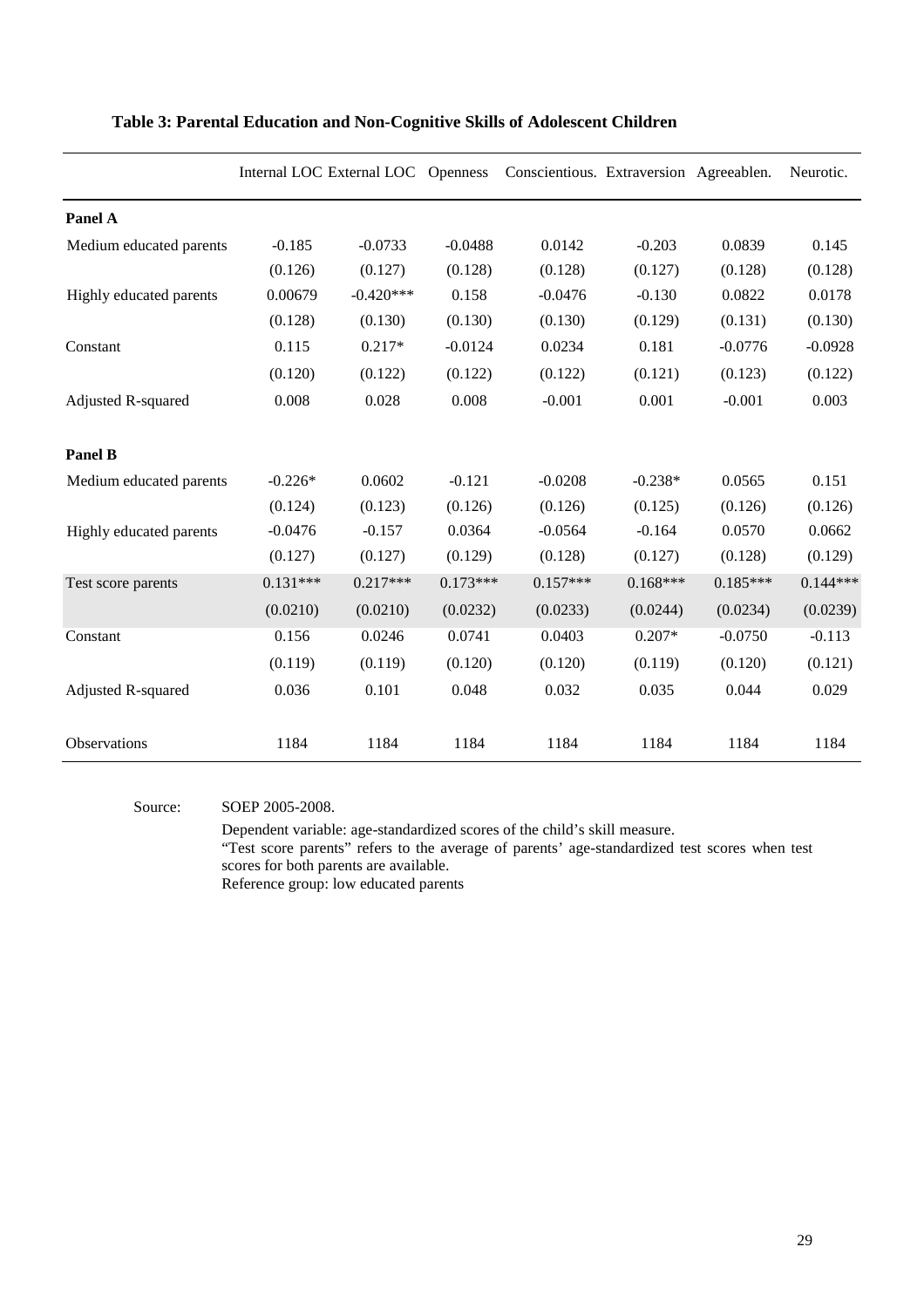**Table 3: Parental Education and Non-Cognitive Skills of Adolescent Children**

| | Internal LOC | External LOC | Openness | Conscientious. | Extraversion | Agreeablen. | Neurotic. |
|---|---|---|---|---|---|---|---|
| **Panel A** | | | | | | | |
| Medium educated parents | -0.185 | -0.0733 | -0.0488 | 0.0142 | -0.203 | 0.0839 | 0.145 |
| | (0.126) | (0.127) | (0.128) | (0.128) | (0.127) | (0.128) | (0.128) |
| Highly educated parents | 0.00679 | -0.420*** | 0.158 | -0.0476 | -0.130 | 0.0822 | 0.0178 |
| | (0.128) | (0.130) | (0.130) | (0.130) | (0.129) | (0.131) | (0.130) |
| Constant | 0.115 | 0.217* | -0.0124 | 0.0234 | 0.181 | -0.0776 | -0.0928 |
| | (0.120) | (0.122) | (0.122) | (0.122) | (0.121) | (0.123) | (0.122) |
| Adjusted R-squared | 0.008 | 0.028 | 0.008 | -0.001 | 0.001 | -0.001 | 0.003 |
| **Panel B** | | | | | | | |
| Medium educated parents | -0.226* | 0.0602 | -0.121 | -0.0208 | -0.238* | 0.0565 | 0.151 |
| | (0.124) | (0.123) | (0.126) | (0.126) | (0.125) | (0.126) | (0.126) |
| Highly educated parents | -0.0476 | -0.157 | 0.0364 | -0.0564 | -0.164 | 0.0570 | 0.0662 |
| | (0.127) | (0.127) | (0.129) | (0.128) | (0.127) | (0.128) | (0.129) |
| Test score parents | 0.131*** | 0.217*** | 0.173*** | 0.157*** | 0.168*** | 0.185*** | 0.144*** |
| | (0.0210) | (0.0210) | (0.0232) | (0.0233) | (0.0244) | (0.0234) | (0.0239) |
| Constant | 0.156 | 0.0246 | 0.0741 | 0.0403 | 0.207* | -0.0750 | -0.113 |
| | (0.119) | (0.119) | (0.120) | (0.120) | (0.119) | (0.120) | (0.121) |
| Adjusted R-squared | 0.036 | 0.101 | 0.048 | 0.032 | 0.035 | 0.044 | 0.029 |
| Observations | 1184 | 1184 | 1184 | 1184 | 1184 | 1184 | 1184 |

Source: SOEP 2005-2008.

Dependent variable: age-standardized scores of the child's skill measure.
"Test score parents" refers to the average of parents' age-standardized test scores when test scores for both parents are available.
Reference group: low educated parents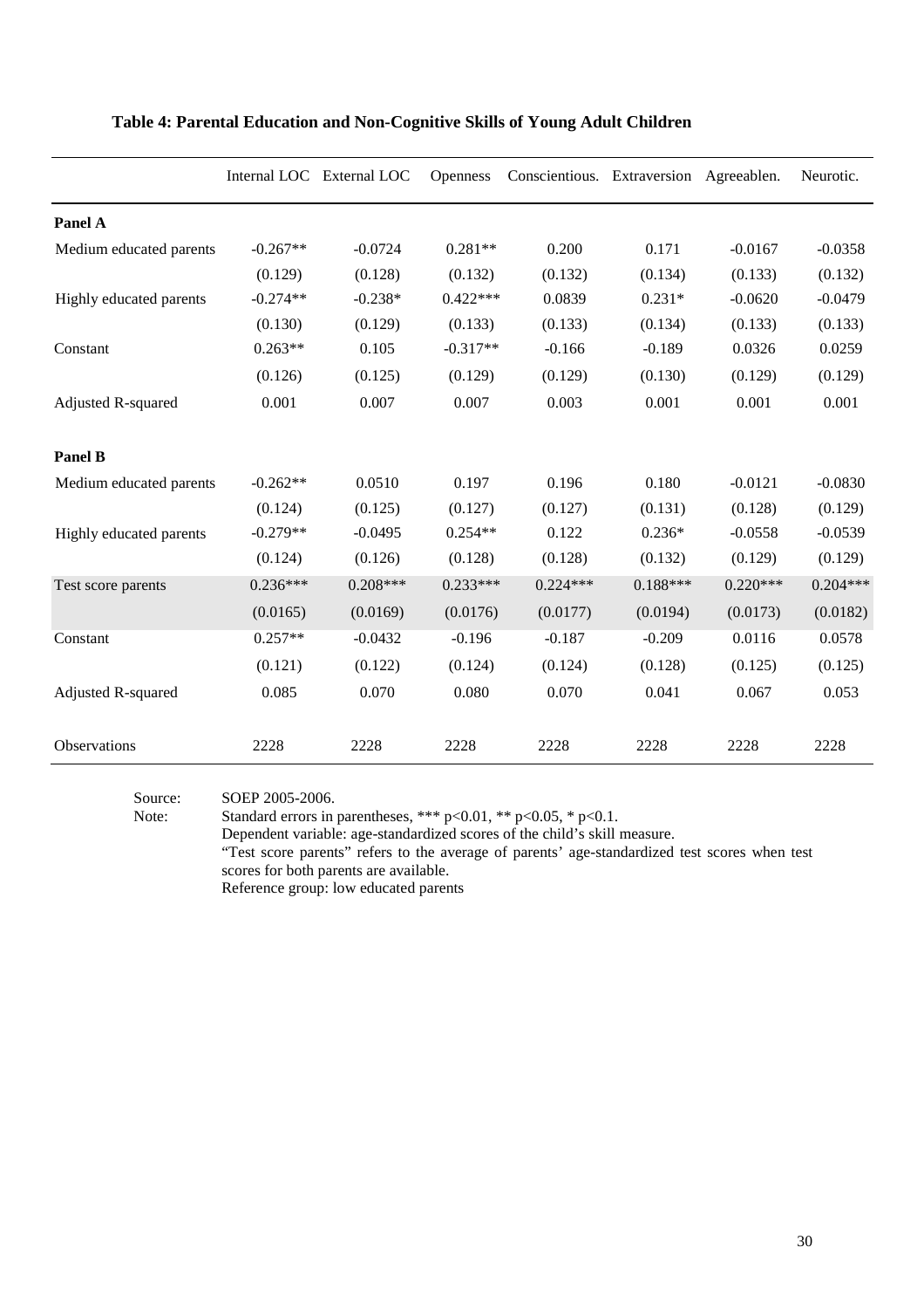**Table 4: Parental Education and Non-Cognitive Skills of Young Adult Children**

| | Internal LOC | External LOC | Openness | Conscientious. | Extraversion | Agreeablen. | Neurotic. |
|---|---|---|---|---|---|---|---|
| **Panel A** | | | | | | | |
| Medium educated parents | -0.267** | -0.0724 | 0.281** | 0.200 | 0.171 | -0.0167 | -0.0358 |
| | (0.129) | (0.128) | (0.132) | (0.132) | (0.134) | (0.133) | (0.132) |
| Highly educated parents | -0.274** | -0.238* | 0.422*** | 0.0839 | 0.231* | -0.0620 | -0.0479 |
| | (0.130) | (0.129) | (0.133) | (0.133) | (0.134) | (0.133) | (0.133) |
| Constant | 0.263** | 0.105 | -0.317** | -0.166 | -0.189 | 0.0326 | 0.0259 |
| | (0.126) | (0.125) | (0.129) | (0.129) | (0.130) | (0.129) | (0.129) |
| Adjusted R-squared | 0.001 | 0.007 | 0.007 | 0.003 | 0.001 | 0.001 | 0.001 |
| **Panel B** | | | | | | | |
| Medium educated parents | -0.262** | 0.0510 | 0.197 | 0.196 | 0.180 | -0.0121 | -0.0830 |
| | (0.124) | (0.125) | (0.127) | (0.127) | (0.131) | (0.128) | (0.129) |
| Highly educated parents | -0.279** | -0.0495 | 0.254** | 0.122 | 0.236* | -0.0558 | -0.0539 |
| | (0.124) | (0.126) | (0.128) | (0.128) | (0.132) | (0.129) | (0.129) |
| Test score parents | 0.236*** | 0.208*** | 0.233*** | 0.224*** | 0.188*** | 0.220*** | 0.204*** |
| | (0.0165) | (0.0169) | (0.0176) | (0.0177) | (0.0194) | (0.0173) | (0.0182) |
| Constant | 0.257** | -0.0432 | -0.196 | -0.187 | -0.209 | 0.0116 | 0.0578 |
| | (0.121) | (0.122) | (0.124) | (0.124) | (0.128) | (0.125) | (0.125) |
| Adjusted R-squared | 0.085 | 0.070 | 0.080 | 0.070 | 0.041 | 0.067 | 0.053 |
| Observations | 2228 | 2228 | 2228 | 2228 | 2228 | 2228 | 2228 |

Source: SOEP 2005-2006.

Note: Standard errors in parentheses, *** p<0.01, ** p<0.05, * p<0.1.
Dependent variable: age-standardized scores of the child's skill measure.
"Test score parents" refers to the average of parents' age-standardized test scores when test scores for both parents are available.
Reference group: low educated parents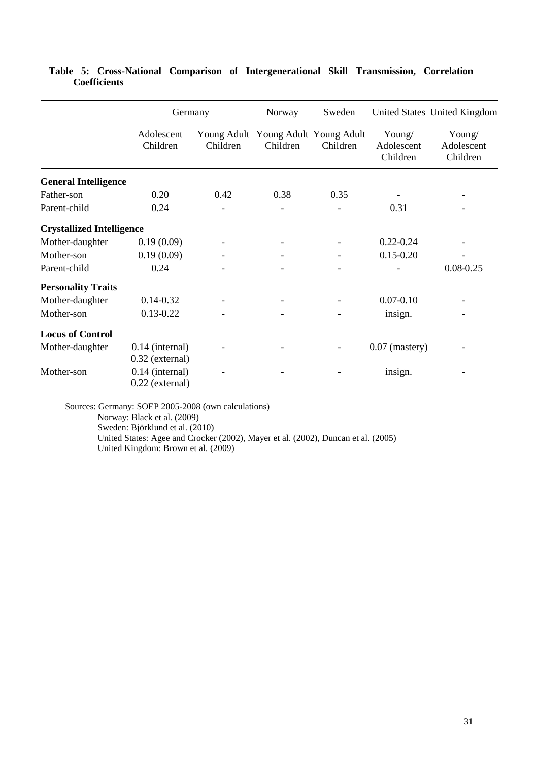**Table 5: Cross-National Comparison of Intergenerational Skill Transmission, Correlation Coefficients**

| | Germany | | Norway | Sweden | United States | United Kingdom |
|---|---|---|---|---|---|---|
| | Adolescent Children | Young Adult Children | Young Adult Children | Young Adult Children | Young/ Adolescent Children | Young/ Adolescent Children |
| **General Intelligence** | | | | | | |
| Father-son | 0.20 | 0.42 | 0.38 | 0.35 | - | - |
| Parent-child | 0.24 | - | - | - | 0.31 | - |
| **Crystallized Intelligence** | | | | | | |
| Mother-daughter | 0.19 (0.09) | - | - | - | 0.22-0.24 | - |
| Mother-son | 0.19 (0.09) | - | - | - | 0.15-0.20 | - |
| Parent-child | 0.24 | - | - | - | - | 0.08-0.25 |
| **Personality Traits** | | | | | | |
| Mother-daughter | 0.14-0.32 | - | - | - | 0.07-0.10 | - |
| Mother-son | 0.13-0.22 | - | - | - | insign. | - |
| **Locus of Control** | | | | | | |
| Mother-daughter | 0.14 (internal) 0.32 (external) | - | - | - | 0.07 (mastery) | - |
| Mother-son | 0.14 (internal) 0.22 (external) | - | - | - | insign. | - |

Sources: Germany: SOEP 2005-2008 (own calculations)
Norway: Black et al. (2009)
Sweden: Björklund et al. (2010)
United States: Agee and Crocker (2002), Mayer et al. (2002), Duncan et al. (2005)
United Kingdom: Brown et al. (2009)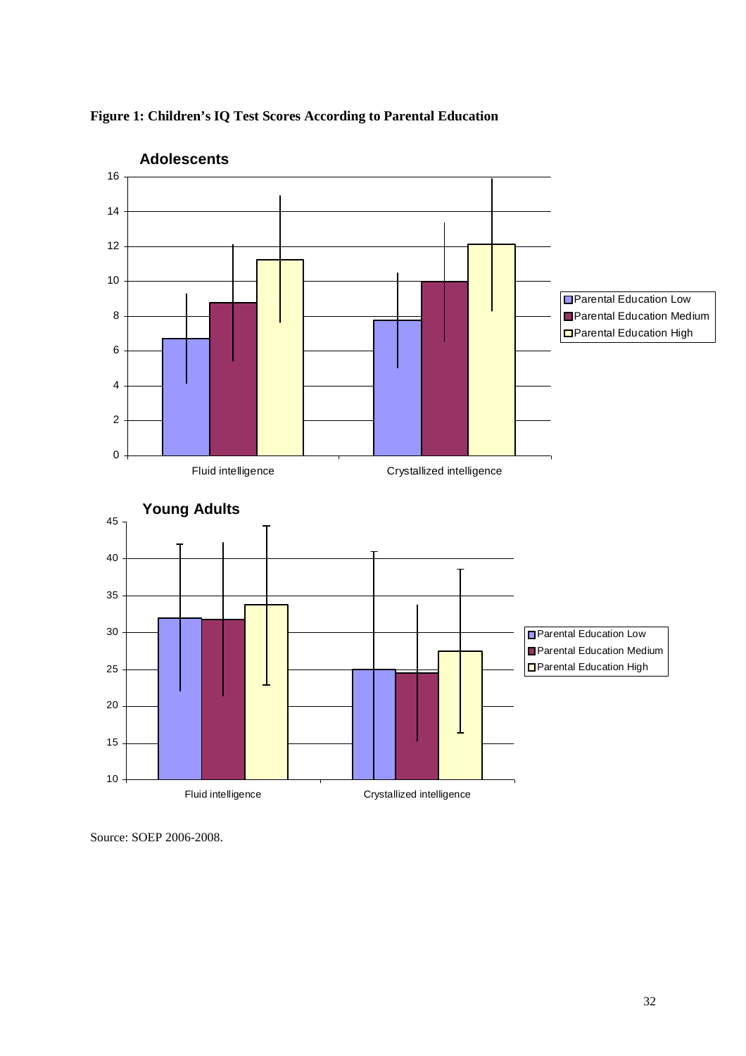**Figure 1: Children's IQ Test Scores According to Parental Education**

Source: SOEP 2006-2008.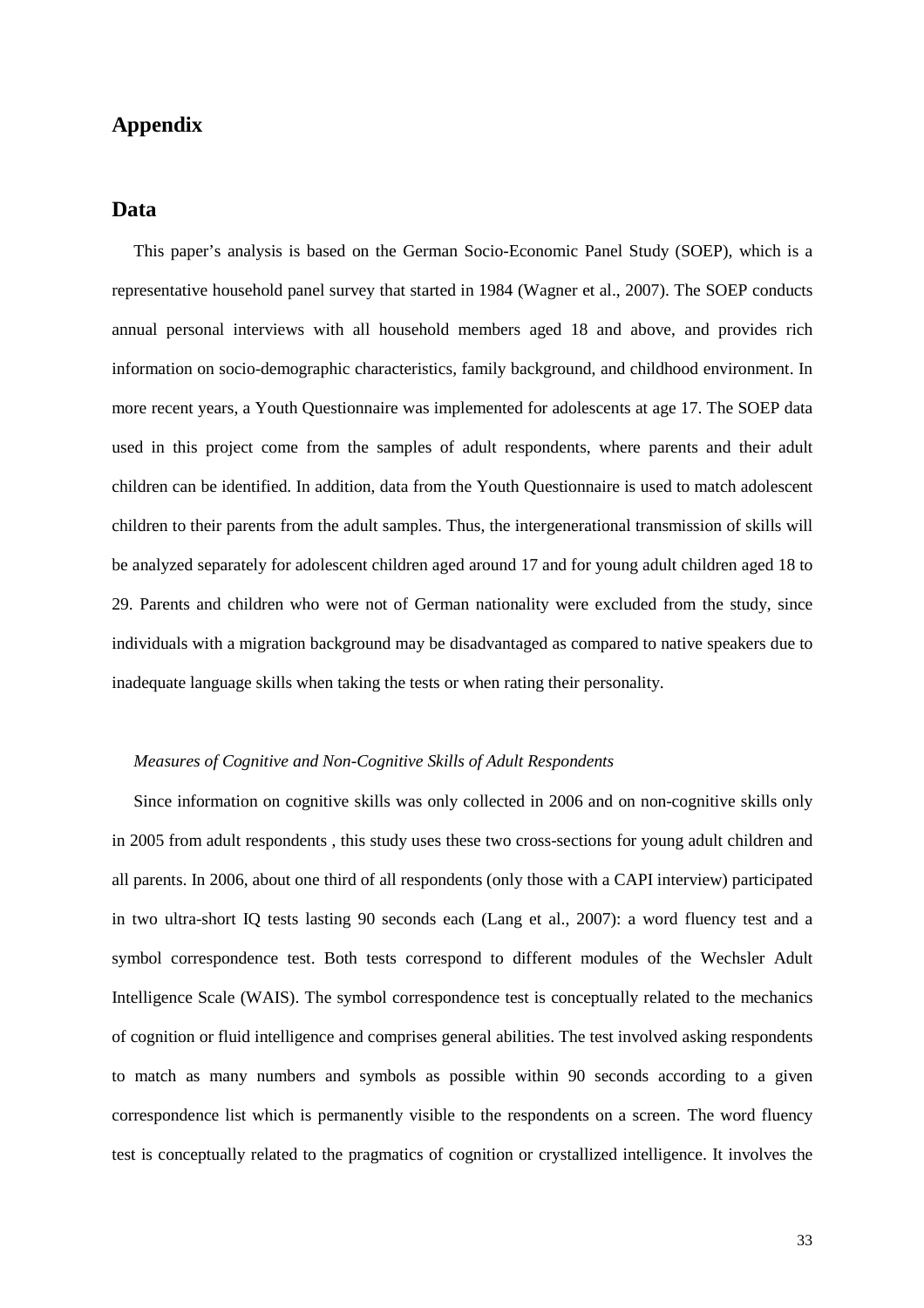# Appendix

## Data

This paper's analysis is based on the German Socio-Economic Panel Study (SOEP), which is a representative household panel survey that started in 1984 (Wagner et al., 2007). The SOEP conducts annual personal interviews with all household members aged 18 and above, and provides rich information on socio-demographic characteristics, family background, and childhood environment. In more recent years, a Youth Questionnaire was implemented for adolescents at age 17. The SOEP data used in this project come from the samples of adult respondents, where parents and their adult children can be identified. In addition, data from the Youth Questionnaire is used to match adolescent children to their parents from the adult samples. Thus, the intergenerational transmission of skills will be analyzed separately for adolescent children aged around 17 and for young adult children aged 18 to 29. Parents and children who were not of German nationality were excluded from the study, since individuals with a migration background may be disadvantaged as compared to native speakers due to inadequate language skills when taking the tests or when rating their personality.

*Measures of Cognitive and Non-Cognitive Skills of Adult Respondents*

Since information on cognitive skills was only collected in 2006 and on non-cognitive skills only in 2005 from adult respondents , this study uses these two cross-sections for young adult children and all parents. In 2006, about one third of all respondents (only those with a CAPI interview) participated in two ultra-short IQ tests lasting 90 seconds each (Lang et al., 2007): a word fluency test and a symbol correspondence test. Both tests correspond to different modules of the Wechsler Adult Intelligence Scale (WAIS). The symbol correspondence test is conceptually related to the mechanics of cognition or fluid intelligence and comprises general abilities. The test involved asking respondents to match as many numbers and symbols as possible within 90 seconds according to a given correspondence list which is permanently visible to the respondents on a screen. The word fluency test is conceptually related to the pragmatics of cognition or crystallized intelligence. It involves the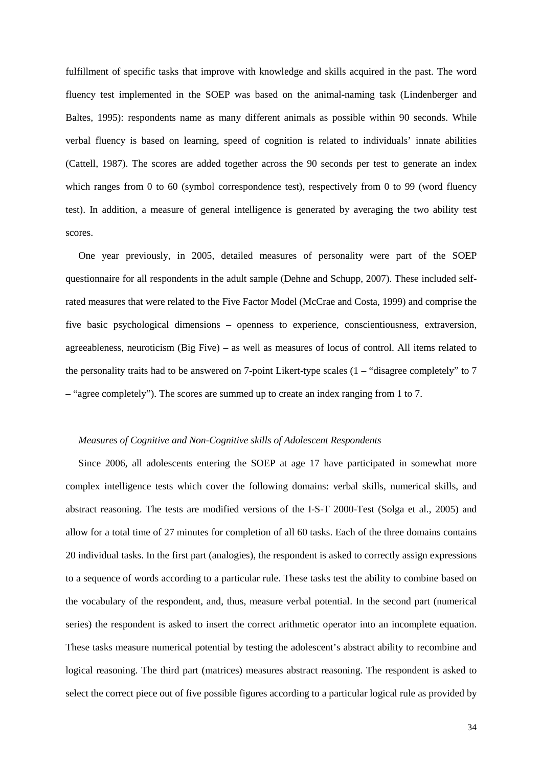fulfillment of specific tasks that improve with knowledge and skills acquired in the past. The word fluency test implemented in the SOEP was based on the animal-naming task (Lindenberger and Baltes, 1995): respondents name as many different animals as possible within 90 seconds. While verbal fluency is based on learning, speed of cognition is related to individuals' innate abilities (Cattell, 1987). The scores are added together across the 90 seconds per test to generate an index which ranges from 0 to 60 (symbol correspondence test), respectively from 0 to 99 (word fluency test). In addition, a measure of general intelligence is generated by averaging the two ability test scores.

One year previously, in 2005, detailed measures of personality were part of the SOEP questionnaire for all respondents in the adult sample (Dehne and Schupp, 2007). These included self-rated measures that were related to the Five Factor Model (McCrae and Costa, 1999) and comprise the five basic psychological dimensions – openness to experience, conscientiousness, extraversion, agreeableness, neuroticism (Big Five) – as well as measures of locus of control. All items related to the personality traits had to be answered on 7-point Likert-type scales (1 – "disagree completely" to 7 – "agree completely"). The scores are summed up to create an index ranging from 1 to 7.

*Measures of Cognitive and Non-Cognitive skills of Adolescent Respondents*

Since 2006, all adolescents entering the SOEP at age 17 have participated in somewhat more complex intelligence tests which cover the following domains: verbal skills, numerical skills, and abstract reasoning. The tests are modified versions of the I-S-T 2000-Test (Solga et al., 2005) and allow for a total time of 27 minutes for completion of all 60 tasks. Each of the three domains contains 20 individual tasks. In the first part (analogies), the respondent is asked to correctly assign expressions to a sequence of words according to a particular rule. These tasks test the ability to combine based on the vocabulary of the respondent, and, thus, measure verbal potential. In the second part (numerical series) the respondent is asked to insert the correct arithmetic operator into an incomplete equation. These tasks measure numerical potential by testing the adolescent's abstract ability to recombine and logical reasoning. The third part (matrices) measures abstract reasoning. The respondent is asked to select the correct piece out of five possible figures according to a particular logical rule as provided by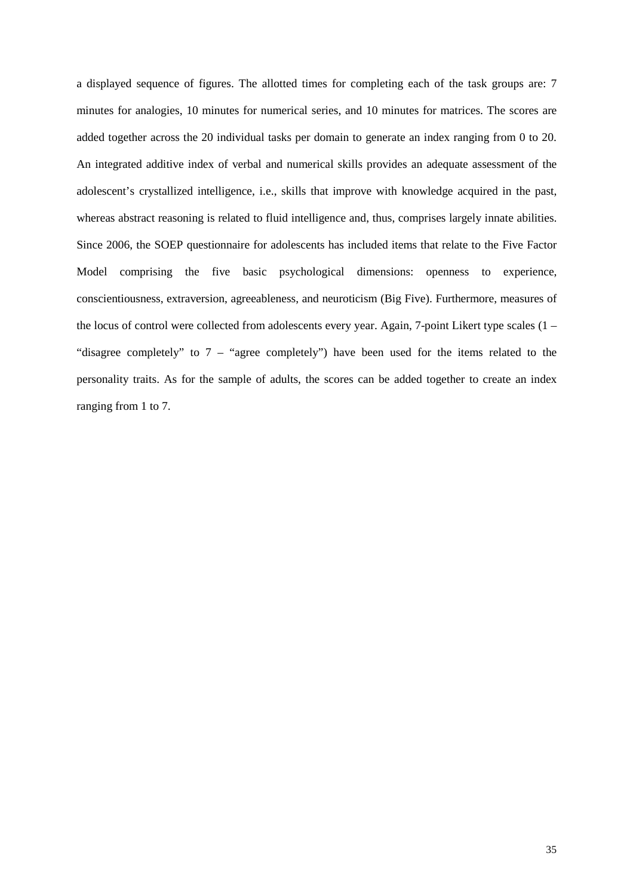a displayed sequence of figures. The allotted times for completing each of the task groups are: 7 minutes for analogies, 10 minutes for numerical series, and 10 minutes for matrices. The scores are added together across the 20 individual tasks per domain to generate an index ranging from 0 to 20. An integrated additive index of verbal and numerical skills provides an adequate assessment of the adolescent's crystallized intelligence, i.e., skills that improve with knowledge acquired in the past, whereas abstract reasoning is related to fluid intelligence and, thus, comprises largely innate abilities. Since 2006, the SOEP questionnaire for adolescents has included items that relate to the Five Factor Model comprising the five basic psychological dimensions: openness to experience, conscientiousness, extraversion, agreeableness, and neuroticism (Big Five). Furthermore, measures of the locus of control were collected from adolescents every year. Again, 7-point Likert type scales (1 – "disagree completely" to 7 – "agree completely") have been used for the items related to the personality traits. As for the sample of adults, the scores can be added together to create an index ranging from 1 to 7.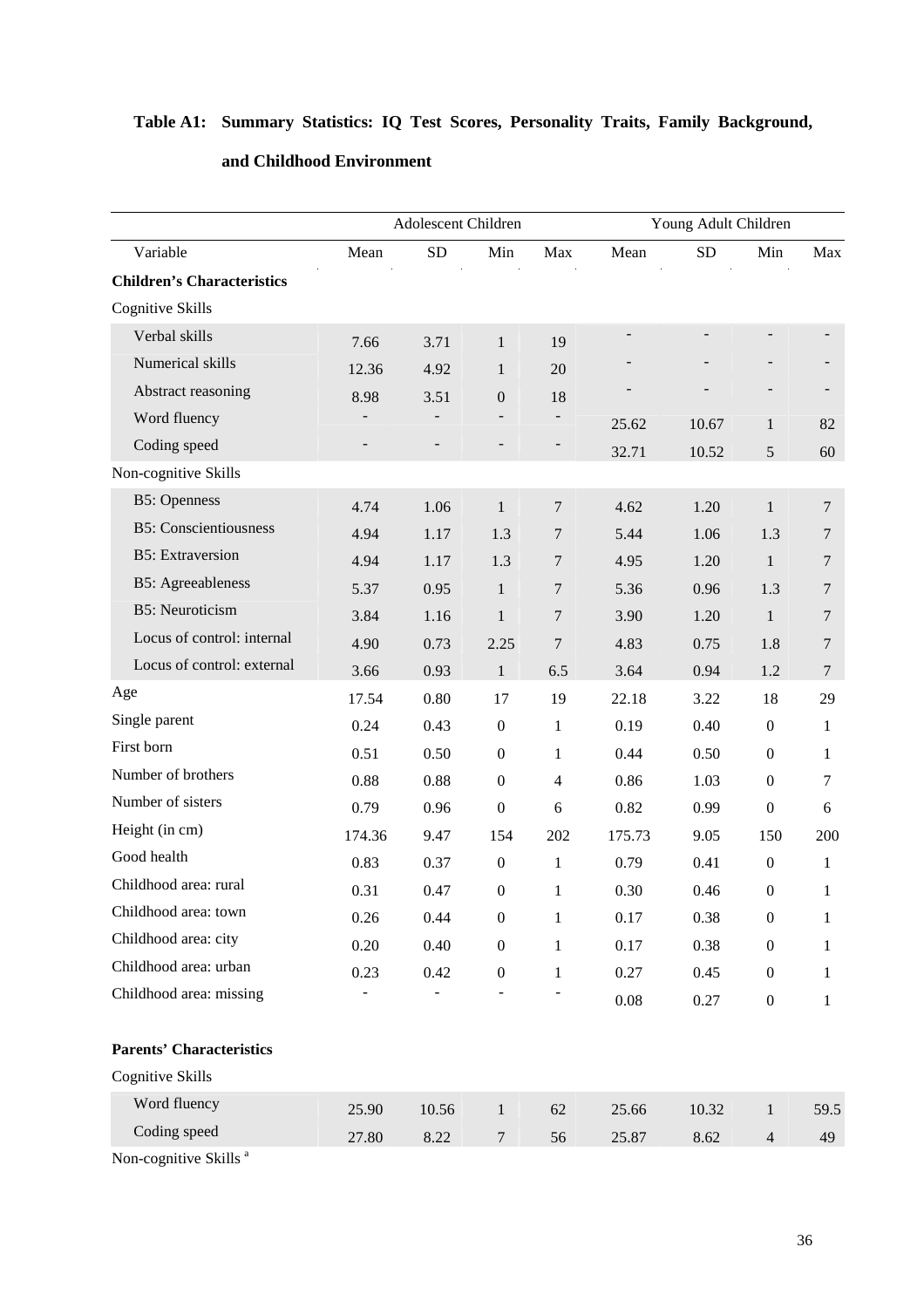**Table A1: Summary Statistics: IQ Test Scores, Personality Traits, Family Background, and Childhood Environment**

| | Adolescent Children | | | | Young Adult Children | | | |
|---|---|---|---|---|---|---|---|---|
| Variable | Mean | SD | Min | Max | Mean | SD | Min | Max |
| **Children's Characteristics** | | | | | | | | |
| Cognitive Skills | | | | | | | | |
| Verbal skills | 7.66 | 3.71 | 1 | 19 | - | - | - | - |
| Numerical skills | 12.36 | 4.92 | 1 | 20 | - | - | - | - |
| Abstract reasoning | 8.98 | 3.51 | 0 | 18 | - | - | - | - |
| Word fluency | - | - | - | - | 25.62 | 10.67 | 1 | 82 |
| Coding speed | - | - | - | - | 32.71 | 10.52 | 5 | 60 |
| Non-cognitive Skills | | | | | | | | |
| B5: Openness | 4.74 | 1.06 | 1 | 7 | 4.62 | 1.20 | 1 | 7 |
| B5: Conscientiousness | 4.94 | 1.17 | 1.3 | 7 | 5.44 | 1.06 | 1.3 | 7 |
| B5: Extraversion | 4.94 | 1.17 | 1.3 | 7 | 4.95 | 1.20 | 1 | 7 |
| B5: Agreeableness | 5.37 | 0.95 | 1 | 7 | 5.36 | 0.96 | 1.3 | 7 |
| B5: Neuroticism | 3.84 | 1.16 | 1 | 7 | 3.90 | 1.20 | 1 | 7 |
| Locus of control: internal | 4.90 | 0.73 | 2.25 | 7 | 4.83 | 0.75 | 1.8 | 7 |
| Locus of control: external | 3.66 | 0.93 | 1 | 6.5 | 3.64 | 0.94 | 1.2 | 7 |
| Age | 17.54 | 0.80 | 17 | 19 | 22.18 | 3.22 | 18 | 29 |
| Single parent | 0.24 | 0.43 | 0 | 1 | 0.19 | 0.40 | 0 | 1 |
| First born | 0.51 | 0.50 | 0 | 1 | 0.44 | 0.50 | 0 | 1 |
| Number of brothers | 0.88 | 0.88 | 0 | 4 | 0.86 | 1.03 | 0 | 7 |
| Number of sisters | 0.79 | 0.96 | 0 | 6 | 0.82 | 0.99 | 0 | 6 |
| Height (in cm) | 174.36 | 9.47 | 154 | 202 | 175.73 | 9.05 | 150 | 200 |
| Good health | 0.83 | 0.37 | 0 | 1 | 0.79 | 0.41 | 0 | 1 |
| Childhood area: rural | 0.31 | 0.47 | 0 | 1 | 0.30 | 0.46 | 0 | 1 |
| Childhood area: town | 0.26 | 0.44 | 0 | 1 | 0.17 | 0.38 | 0 | 1 |
| Childhood area: city | 0.20 | 0.40 | 0 | 1 | 0.17 | 0.38 | 0 | 1 |
| Childhood area: urban | 0.23 | 0.42 | 0 | 1 | 0.27 | 0.45 | 0 | 1 |
| Childhood area: missing | - | - | - | - | 0.08 | 0.27 | 0 | 1 |
| **Parents' Characteristics** | | | | | | | | |
| Cognitive Skills | | | | | | | | |
| Word fluency | 25.90 | 10.56 | 1 | 62 | 25.66 | 10.32 | 1 | 59.5 |
| Coding speed | 27.80 | 8.22 | 7 | 56 | 25.87 | 8.62 | 4 | 49 |
| Non-cognitive Skills [a] | | | | | | | | |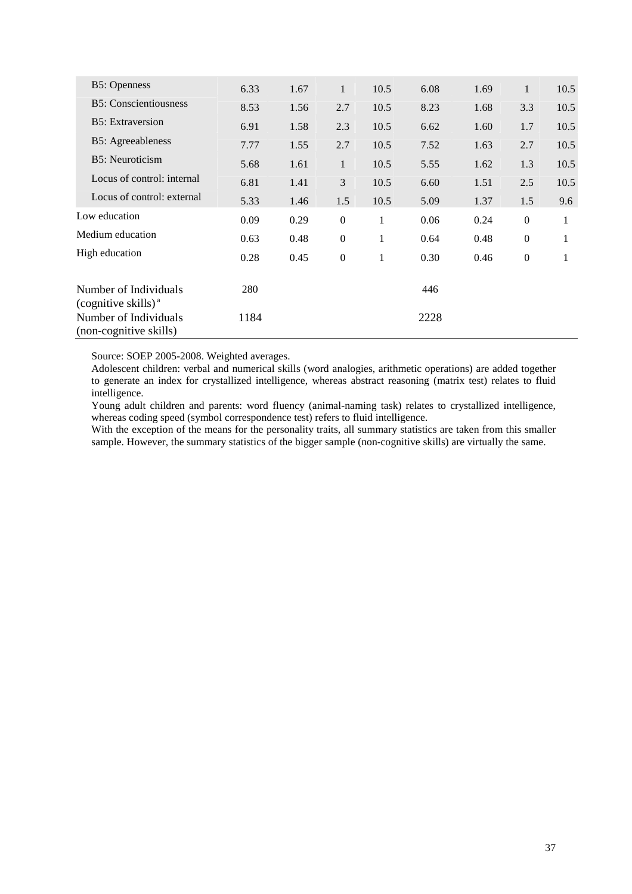| | | | | | | | | |
|---|---|---|---|---|---|---|---|---|
| B5: Openness | 6.33 | 1.67 | 1 | 10.5 | 6.08 | 1.69 | 1 | 10.5 |
| B5: Conscientiousness | 8.53 | 1.56 | 2.7 | 10.5 | 8.23 | 1.68 | 3.3 | 10.5 |
| B5: Extraversion | 6.91 | 1.58 | 2.3 | 10.5 | 6.62 | 1.60 | 1.7 | 10.5 |
| B5: Agreeableness | 7.77 | 1.55 | 2.7 | 10.5 | 7.52 | 1.63 | 2.7 | 10.5 |
| B5: Neuroticism | 5.68 | 1.61 | 1 | 10.5 | 5.55 | 1.62 | 1.3 | 10.5 |
| Locus of control: internal | 6.81 | 1.41 | 3 | 10.5 | 6.60 | 1.51 | 2.5 | 10.5 |
| Locus of control: external | 5.33 | 1.46 | 1.5 | 10.5 | 5.09 | 1.37 | 1.5 | 9.6 |
| Low education | 0.09 | 0.29 | 0 | 1 | 0.06 | 0.24 | 0 | 1 |
| Medium education | 0.63 | 0.48 | 0 | 1 | 0.64 | 0.48 | 0 | 1 |
| High education | 0.28 | 0.45 | 0 | 1 | 0.30 | 0.46 | 0 | 1 |
| Number of Individuals (cognitive skills) [a] | 280 | | | | 446 | | | |
| Number of Individuals (non-cognitive skills) | 1184 | | | | 2228 | | | |

Source: SOEP 2005-2008. Weighted averages.

Adolescent children: verbal and numerical skills (word analogies, arithmetic operations) are added together to generate an index for crystallized intelligence, whereas abstract reasoning (matrix test) relates to fluid intelligence.

Young adult children and parents: word fluency (animal-naming task) relates to crystallized intelligence, whereas coding speed (symbol correspondence test) refers to fluid intelligence.

With the exception of the means for the personality traits, all summary statistics are taken from this smaller sample. However, the summary statistics of the bigger sample (non-cognitive skills) are virtually the same.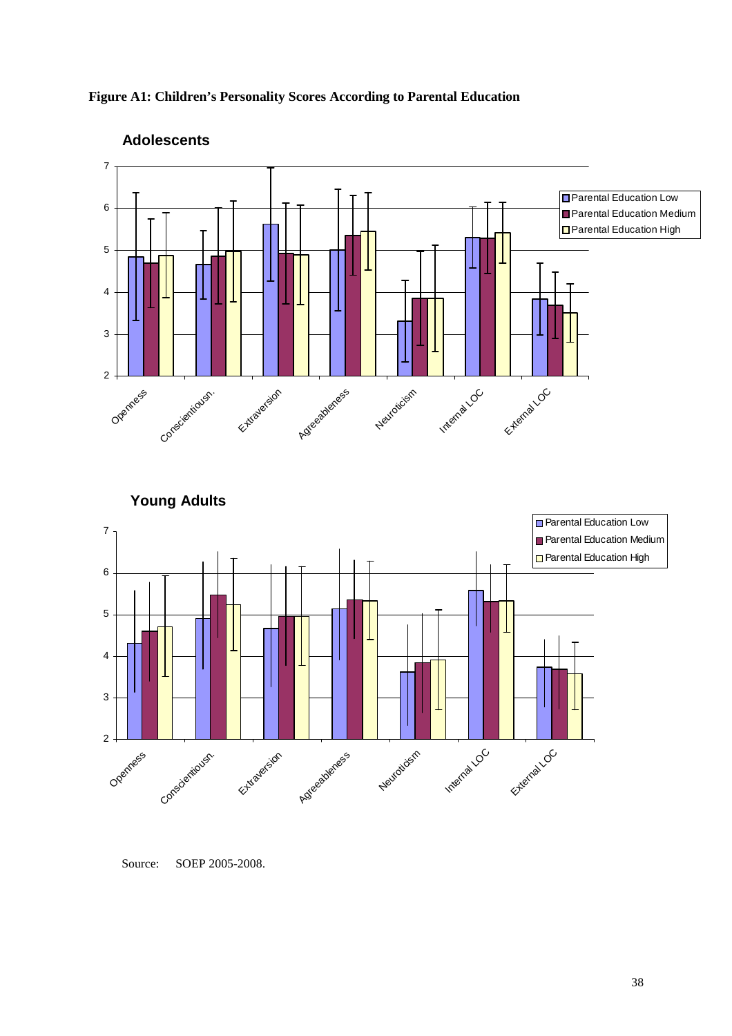**Figure A1: Children's Personality Scores According to Parental Education**

Source: SOEP 2005-2008.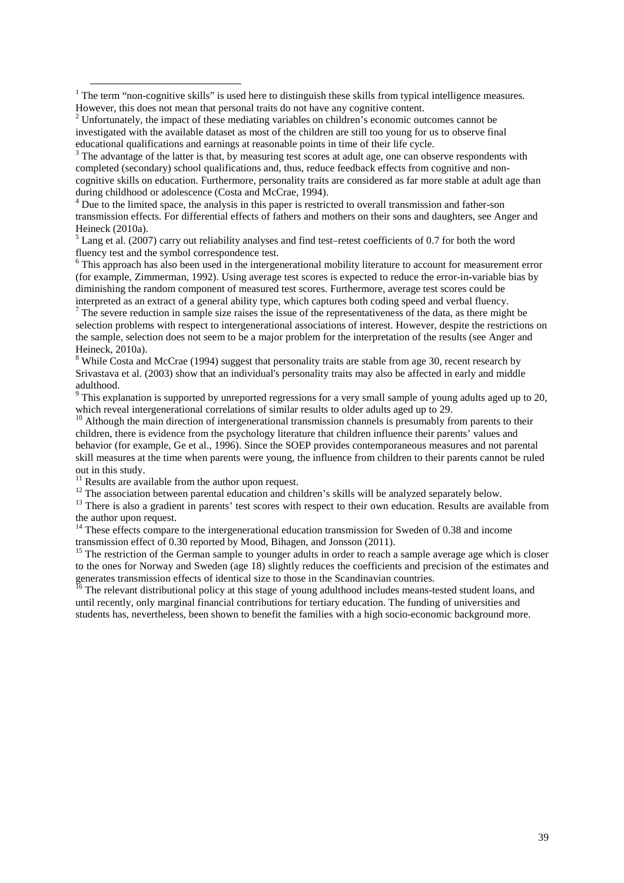[1] The term "non-cognitive skills" is used here to distinguish these skills from typical intelligence measures. However, this does not mean that personal traits do not have any cognitive content.

[2] Unfortunately, the impact of these mediating variables on children's economic outcomes cannot be investigated with the available dataset as most of the children are still too young for us to observe final educational qualifications and earnings at reasonable points in time of their life cycle.

[3] The advantage of the latter is that, by measuring test scores at adult age, one can observe respondents with completed (secondary) school qualifications and, thus, reduce feedback effects from cognitive and non-cognitive skills on education. Furthermore, personality traits are considered as far more stable at adult age than during childhood or adolescence (Costa and McCrae, 1994).

[4] Due to the limited space, the analysis in this paper is restricted to overall transmission and father-son transmission effects. For differential effects of fathers and mothers on their sons and daughters, see Anger and Heineck (2010a).

[5] Lang et al. (2007) carry out reliability analyses and find test–retest coefficients of 0.7 for both the word fluency test and the symbol correspondence test.

[6] This approach has also been used in the intergenerational mobility literature to account for measurement error (for example, Zimmerman, 1992). Using average test scores is expected to reduce the error-in-variable bias by diminishing the random component of measured test scores. Furthermore, average test scores could be interpreted as an extract of a general ability type, which captures both coding speed and verbal fluency.

[7] The severe reduction in sample size raises the issue of the representativeness of the data, as there might be selection problems with respect to intergenerational associations of interest. However, despite the restrictions on the sample, selection does not seem to be a major problem for the interpretation of the results (see Anger and Heineck, 2010a).

[8] While Costa and McCrae (1994) suggest that personality traits are stable from age 30, recent research by Srivastava et al. (2003) show that an individual's personality traits may also be affected in early and middle adulthood.

[9] This explanation is supported by unreported regressions for a very small sample of young adults aged up to 20, which reveal intergenerational correlations of similar results to older adults aged up to 29.

[10] Although the main direction of intergenerational transmission channels is presumably from parents to their children, there is evidence from the psychology literature that children influence their parents' values and behavior (for example, Ge et al., 1996). Since the SOEP provides contemporaneous measures and not parental skill measures at the time when parents were young, the influence from children to their parents cannot be ruled out in this study.

[11] Results are available from the author upon request.

[12] The association between parental education and children's skills will be analyzed separately below.

[13] There is also a gradient in parents' test scores with respect to their own education. Results are available from the author upon request.

[14] These effects compare to the intergenerational education transmission for Sweden of 0.38 and income transmission effect of 0.30 reported by Mood, Bihagen, and Jonsson (2011).

[15] The restriction of the German sample to younger adults in order to reach a sample average age which is closer to the ones for Norway and Sweden (age 18) slightly reduces the coefficients and precision of the estimates and generates transmission effects of identical size to those in the Scandinavian countries.

[16] The relevant distributional policy at this stage of young adulthood includes means-tested student loans, and until recently, only marginal financial contributions for tertiary education. The funding of universities and students has, nevertheless, been shown to benefit the families with a high socio-economic background more.